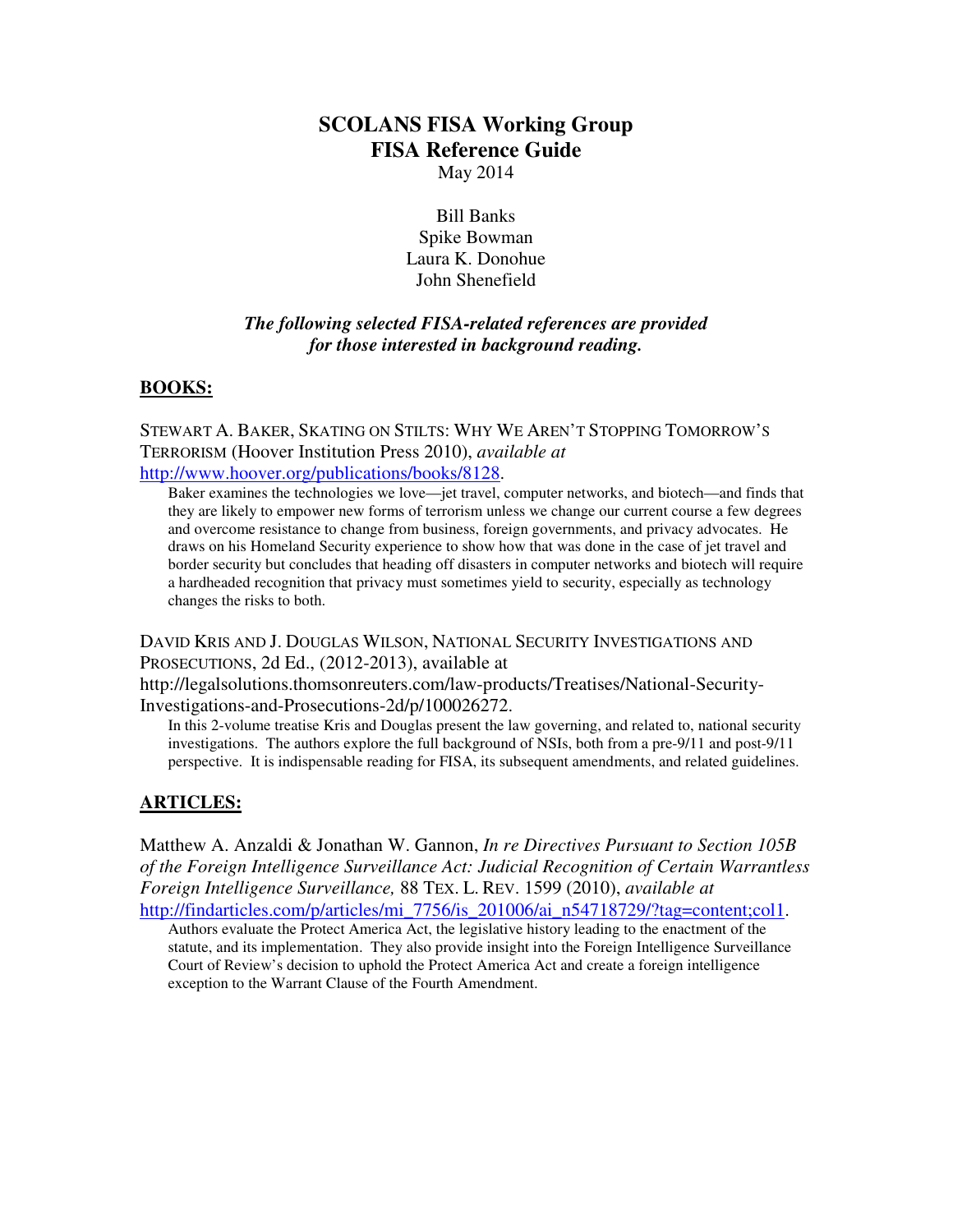# SCOLANS FISA Working Group
# FISA Reference Guide

May 2014

Bill Banks
Spike Bowman
Laura K. Donohue
John Shenefield

***The following selected FISA-related references are provided for those interested in background reading.***

## BOOKS:

STEWART A. BAKER, SKATING ON STILTS: WHY WE AREN'T STOPPING TOMORROW'S TERRORISM (Hoover Institution Press 2010), *available at* http://www.hoover.org/publications/books/8128.

> Baker examines the technologies we love—jet travel, computer networks, and biotech—and finds that they are likely to empower new forms of terrorism unless we change our current course a few degrees and overcome resistance to change from business, foreign governments, and privacy advocates. He draws on his Homeland Security experience to show how that was done in the case of jet travel and border security but concludes that heading off disasters in computer networks and biotech will require a hardheaded recognition that privacy must sometimes yield to security, especially as technology changes the risks to both.

DAVID KRIS AND J. DOUGLAS WILSON, NATIONAL SECURITY INVESTIGATIONS AND PROSECUTIONS, 2d Ed., (2012-2013), available at http://legalsolutions.thomsonreuters.com/law-products/Treatises/National-Security-Investigations-and-Prosecutions-2d/p/100026272.

> In this 2-volume treatise Kris and Douglas present the law governing, and related to, national security investigations. The authors explore the full background of NSIs, both from a pre-9/11 and post-9/11 perspective. It is indispensable reading for FISA, its subsequent amendments, and related guidelines.

## ARTICLES:

Matthew A. Anzaldi & Jonathan W. Gannon, *In re Directives Pursuant to Section 105B of the Foreign Intelligence Surveillance Act: Judicial Recognition of Certain Warrantless Foreign Intelligence Surveillance,* 88 TEX. L. REV. 1599 (2010), *available at* http://findarticles.com/p/articles/mi_7756/is_201006/ai_n54718729/?tag=content;col1.

> Authors evaluate the Protect America Act, the legislative history leading to the enactment of the statute, and its implementation. They also provide insight into the Foreign Intelligence Surveillance Court of Review's decision to uphold the Protect America Act and create a foreign intelligence exception to the Warrant Clause of the Fourth Amendment.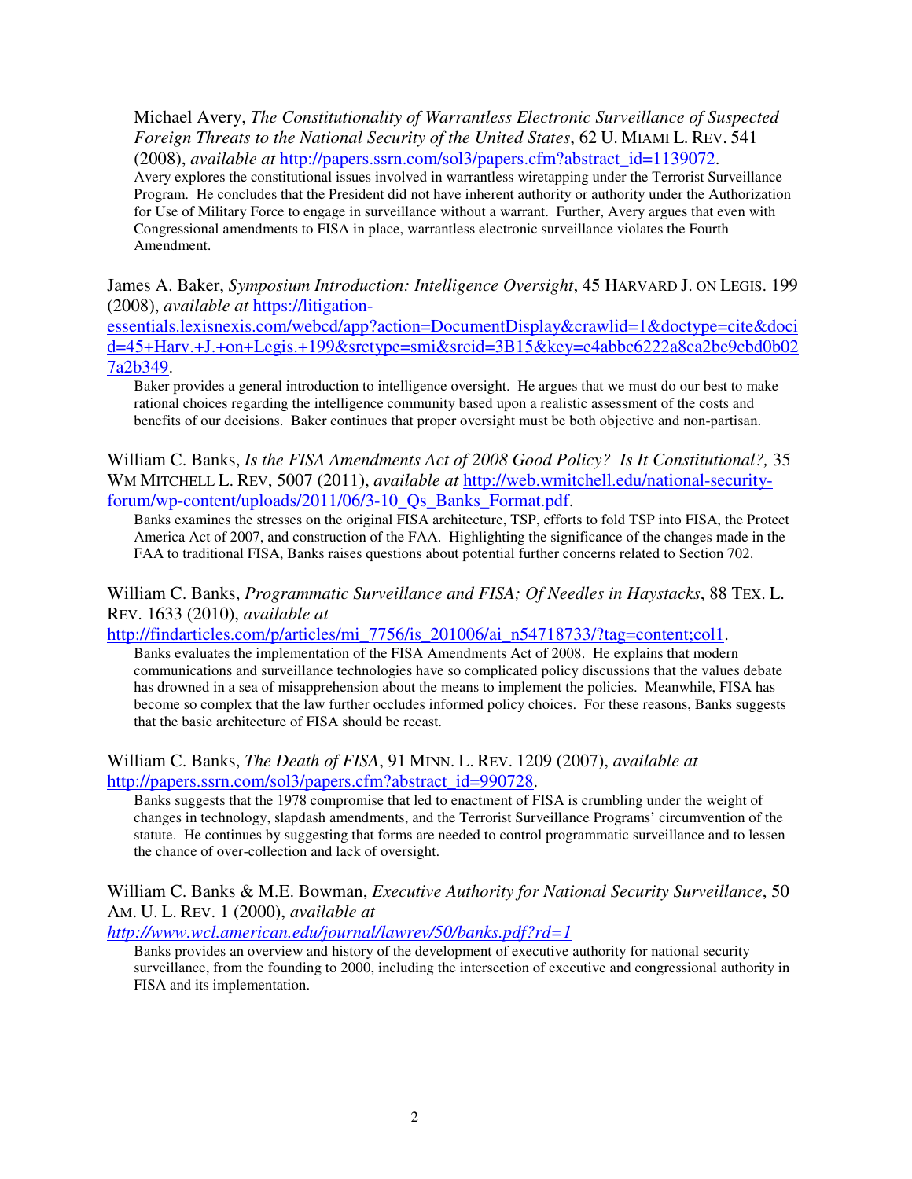Michael Avery, *The Constitutionality of Warrantless Electronic Surveillance of Suspected Foreign Threats to the National Security of the United States*, 62 U. MIAMI L. REV. 541 (2008), *available at* http://papers.ssrn.com/sol3/papers.cfm?abstract_id=1139072.

Avery explores the constitutional issues involved in warrantless wiretapping under the Terrorist Surveillance Program. He concludes that the President did not have inherent authority or authority under the Authorization for Use of Military Force to engage in surveillance without a warrant. Further, Avery argues that even with Congressional amendments to FISA in place, warrantless electronic surveillance violates the Fourth Amendment.

James A. Baker, *Symposium Introduction: Intelligence Oversight*, 45 HARVARD J. ON LEGIS. 199 (2008), *available at* https://litigation-essentials.lexisnexis.com/webcd/app?action=DocumentDisplay&crawlid=1&doctype=cite&docid=45+Harv.+J.+on+Legis.+199&srctype=smi&srcid=3B15&key=e4abbc6222a8ca2be9cbd0b027a2b349.

Baker provides a general introduction to intelligence oversight. He argues that we must do our best to make rational choices regarding the intelligence community based upon a realistic assessment of the costs and benefits of our decisions. Baker continues that proper oversight must be both objective and non-partisan.

William C. Banks, *Is the FISA Amendments Act of 2008 Good Policy? Is It Constitutional?,* 35 WM MITCHELL L. REV, 5007 (2011), *available at* http://web.wmitchell.edu/national-security-forum/wp-content/uploads/2011/06/3-10_Qs_Banks_Format.pdf.

Banks examines the stresses on the original FISA architecture, TSP, efforts to fold TSP into FISA, the Protect America Act of 2007, and construction of the FAA. Highlighting the significance of the changes made in the FAA to traditional FISA, Banks raises questions about potential further concerns related to Section 702.

William C. Banks, *Programmatic Surveillance and FISA; Of Needles in Haystacks*, 88 TEX. L. REV. 1633 (2010), *available at* http://findarticles.com/p/articles/mi_7756/is_201006/ai_n54718733/?tag=content;col1.

Banks evaluates the implementation of the FISA Amendments Act of 2008. He explains that modern communications and surveillance technologies have so complicated policy discussions that the values debate has drowned in a sea of misapprehension about the means to implement the policies. Meanwhile, FISA has become so complex that the law further occludes informed policy choices. For these reasons, Banks suggests that the basic architecture of FISA should be recast.

William C. Banks, *The Death of FISA*, 91 MINN. L. REV. 1209 (2007), *available at* http://papers.ssrn.com/sol3/papers.cfm?abstract_id=990728.

Banks suggests that the 1978 compromise that led to enactment of FISA is crumbling under the weight of changes in technology, slapdash amendments, and the Terrorist Surveillance Programs' circumvention of the statute. He continues by suggesting that forms are needed to control programmatic surveillance and to lessen the chance of over-collection and lack of oversight.

William C. Banks & M.E. Bowman, *Executive Authority for National Security Surveillance*, 50 AM. U. L. REV. 1 (2000), *available at* *http://www.wcl.american.edu/journal/lawrev/50/banks.pdf?rd=1*

Banks provides an overview and history of the development of executive authority for national security surveillance, from the founding to 2000, including the intersection of executive and congressional authority in FISA and its implementation.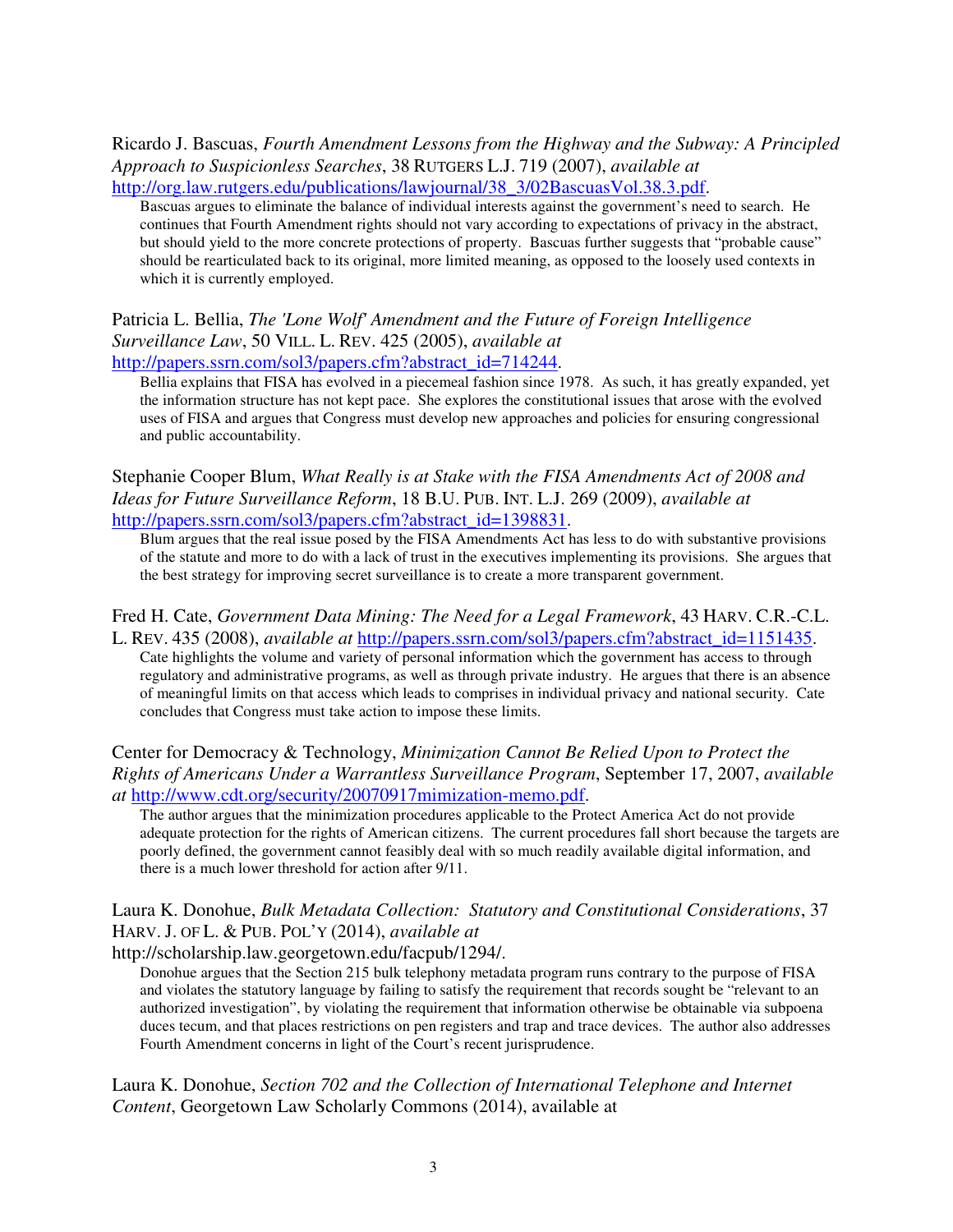Ricardo J. Bascuas, *Fourth Amendment Lessons from the Highway and the Subway: A Principled Approach to Suspicionless Searches*, 38 RUTGERS L.J. 719 (2007), *available at* http://org.law.rutgers.edu/publications/lawjournal/38_3/02BascuasVol.38.3.pdf.

> Bascuas argues to eliminate the balance of individual interests against the government's need to search. He continues that Fourth Amendment rights should not vary according to expectations of privacy in the abstract, but should yield to the more concrete protections of property. Bascuas further suggests that "probable cause" should be rearticulated back to its original, more limited meaning, as opposed to the loosely used contexts in which it is currently employed.

Patricia L. Bellia, *The 'Lone Wolf' Amendment and the Future of Foreign Intelligence Surveillance Law*, 50 VILL. L. REV. 425 (2005), *available at* http://papers.ssrn.com/sol3/papers.cfm?abstract_id=714244.

> Bellia explains that FISA has evolved in a piecemeal fashion since 1978. As such, it has greatly expanded, yet the information structure has not kept pace. She explores the constitutional issues that arose with the evolved uses of FISA and argues that Congress must develop new approaches and policies for ensuring congressional and public accountability.

Stephanie Cooper Blum, *What Really is at Stake with the FISA Amendments Act of 2008 and Ideas for Future Surveillance Reform*, 18 B.U. PUB. INT. L.J. 269 (2009), *available at* http://papers.ssrn.com/sol3/papers.cfm?abstract_id=1398831.

> Blum argues that the real issue posed by the FISA Amendments Act has less to do with substantive provisions of the statute and more to do with a lack of trust in the executives implementing its provisions. She argues that the best strategy for improving secret surveillance is to create a more transparent government.

Fred H. Cate, *Government Data Mining: The Need for a Legal Framework*, 43 HARV. C.R.-C.L. L. REV. 435 (2008), *available at* http://papers.ssrn.com/sol3/papers.cfm?abstract_id=1151435.

> Cate highlights the volume and variety of personal information which the government has access to through regulatory and administrative programs, as well as through private industry. He argues that there is an absence of meaningful limits on that access which leads to comprises in individual privacy and national security. Cate concludes that Congress must take action to impose these limits.

Center for Democracy & Technology, *Minimization Cannot Be Relied Upon to Protect the Rights of Americans Under a Warrantless Surveillance Program*, September 17, 2007, *available at* http://www.cdt.org/security/20070917mimization-memo.pdf.

> The author argues that the minimization procedures applicable to the Protect America Act do not provide adequate protection for the rights of American citizens. The current procedures fall short because the targets are poorly defined, the government cannot feasibly deal with so much readily available digital information, and there is a much lower threshold for action after 9/11.

Laura K. Donohue, *Bulk Metadata Collection: Statutory and Constitutional Considerations*, 37 HARV. J. OF L. & PUB. POL'Y (2014), *available at* http://scholarship.law.georgetown.edu/facpub/1294/.

> Donohue argues that the Section 215 bulk telephony metadata program runs contrary to the purpose of FISA and violates the statutory language by failing to satisfy the requirement that records sought be "relevant to an authorized investigation", by violating the requirement that information otherwise be obtainable via subpoena duces tecum, and that places restrictions on pen registers and trap and trace devices. The author also addresses Fourth Amendment concerns in light of the Court's recent jurisprudence.

Laura K. Donohue, *Section 702 and the Collection of International Telephone and Internet Content*, Georgetown Law Scholarly Commons (2014), available at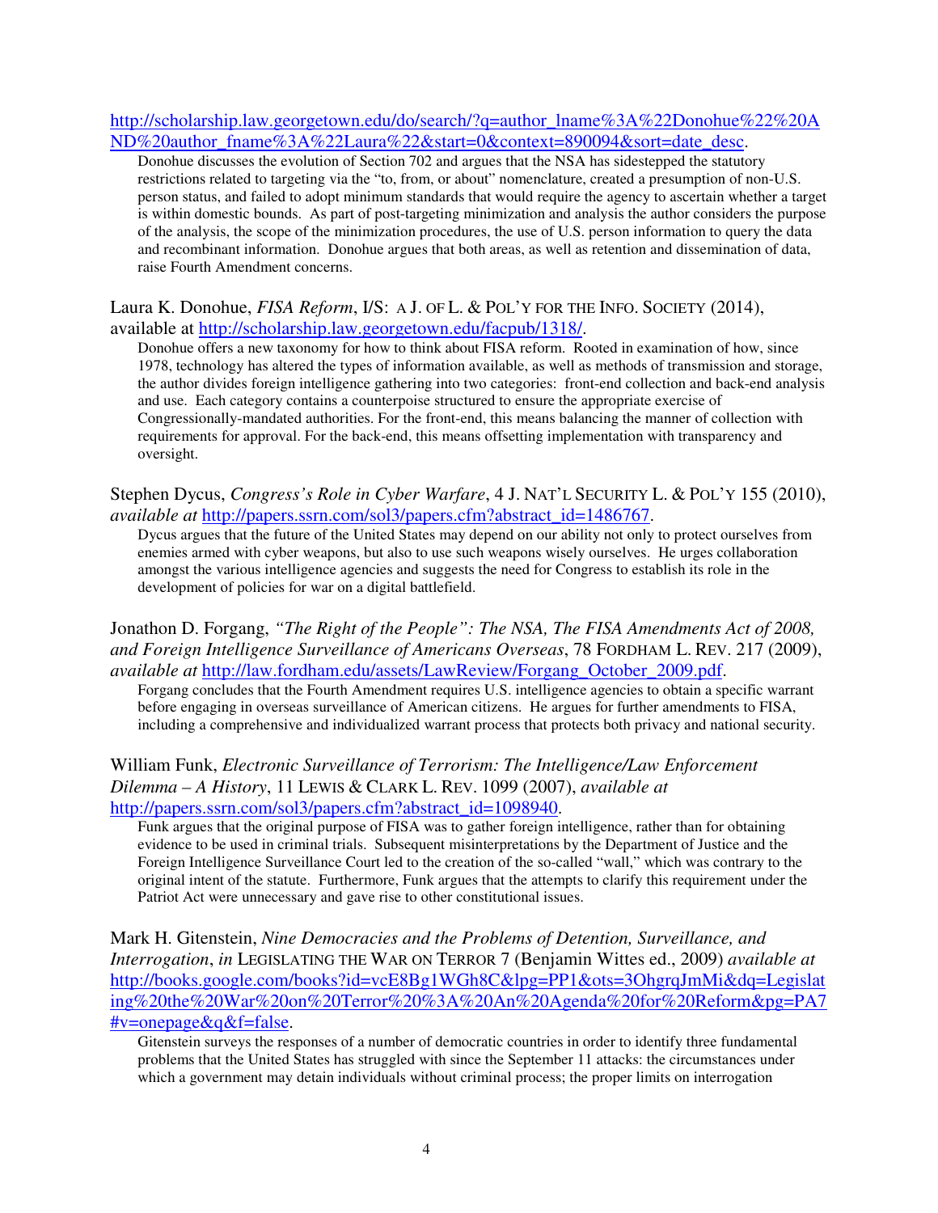http://scholarship.law.georgetown.edu/do/search/?q=author_lname%3A%22Donohue%22%20AND%20author_fname%3A%22Laura%22&start=0&context=890094&sort=date_desc.

Donohue discusses the evolution of Section 702 and argues that the NSA has sidestepped the statutory restrictions related to targeting via the "to, from, or about" nomenclature, created a presumption of non-U.S. person status, and failed to adopt minimum standards that would require the agency to ascertain whether a target is within domestic bounds. As part of post-targeting minimization and analysis the author considers the purpose of the analysis, the scope of the minimization procedures, the use of U.S. person information to query the data and recombinant information. Donohue argues that both areas, as well as retention and dissemination of data, raise Fourth Amendment concerns.

Laura K. Donohue, *FISA Reform*, I/S: A J. OF L. & POL'Y FOR THE INFO. SOCIETY (2014), available at http://scholarship.law.georgetown.edu/facpub/1318/.

Donohue offers a new taxonomy for how to think about FISA reform. Rooted in examination of how, since 1978, technology has altered the types of information available, as well as methods of transmission and storage, the author divides foreign intelligence gathering into two categories: front-end collection and back-end analysis and use. Each category contains a counterpoise structured to ensure the appropriate exercise of Congressionally-mandated authorities. For the front-end, this means balancing the manner of collection with requirements for approval. For the back-end, this means offsetting implementation with transparency and oversight.

Stephen Dycus, *Congress's Role in Cyber Warfare*, 4 J. NAT'L SECURITY L. & POL'Y 155 (2010), *available at* http://papers.ssrn.com/sol3/papers.cfm?abstract_id=1486767.

Dycus argues that the future of the United States may depend on our ability not only to protect ourselves from enemies armed with cyber weapons, but also to use such weapons wisely ourselves. He urges collaboration amongst the various intelligence agencies and suggests the need for Congress to establish its role in the development of policies for war on a digital battlefield.

Jonathon D. Forgang, *"The Right of the People": The NSA, The FISA Amendments Act of 2008, and Foreign Intelligence Surveillance of Americans Overseas*, 78 FORDHAM L. REV. 217 (2009), *available at* http://law.fordham.edu/assets/LawReview/Forgang_October_2009.pdf.

Forgang concludes that the Fourth Amendment requires U.S. intelligence agencies to obtain a specific warrant before engaging in overseas surveillance of American citizens. He argues for further amendments to FISA, including a comprehensive and individualized warrant process that protects both privacy and national security.

William Funk, *Electronic Surveillance of Terrorism: The Intelligence/Law Enforcement Dilemma – A History*, 11 LEWIS & CLARK L. REV. 1099 (2007), *available at* http://papers.ssrn.com/sol3/papers.cfm?abstract_id=1098940.

Funk argues that the original purpose of FISA was to gather foreign intelligence, rather than for obtaining evidence to be used in criminal trials. Subsequent misinterpretations by the Department of Justice and the Foreign Intelligence Surveillance Court led to the creation of the so-called "wall," which was contrary to the original intent of the statute. Furthermore, Funk argues that the attempts to clarify this requirement under the Patriot Act were unnecessary and gave rise to other constitutional issues.

Mark H. Gitenstein, *Nine Democracies and the Problems of Detention, Surveillance, and Interrogation*, *in* LEGISLATING THE WAR ON TERROR 7 (Benjamin Wittes ed., 2009) *available at* http://books.google.com/books?id=vcE8Bg1WGh8C&lpg=PP1&ots=3OhgrqJmMi&dq=Legislating%20the%20War%20on%20Terror%20%3A%20An%20Agenda%20for%20Reform&pg=PA7#v=onepage&q&f=false.

Gitenstein surveys the responses of a number of democratic countries in order to identify three fundamental problems that the United States has struggled with since the September 11 attacks: the circumstances under which a government may detain individuals without criminal process; the proper limits on interrogation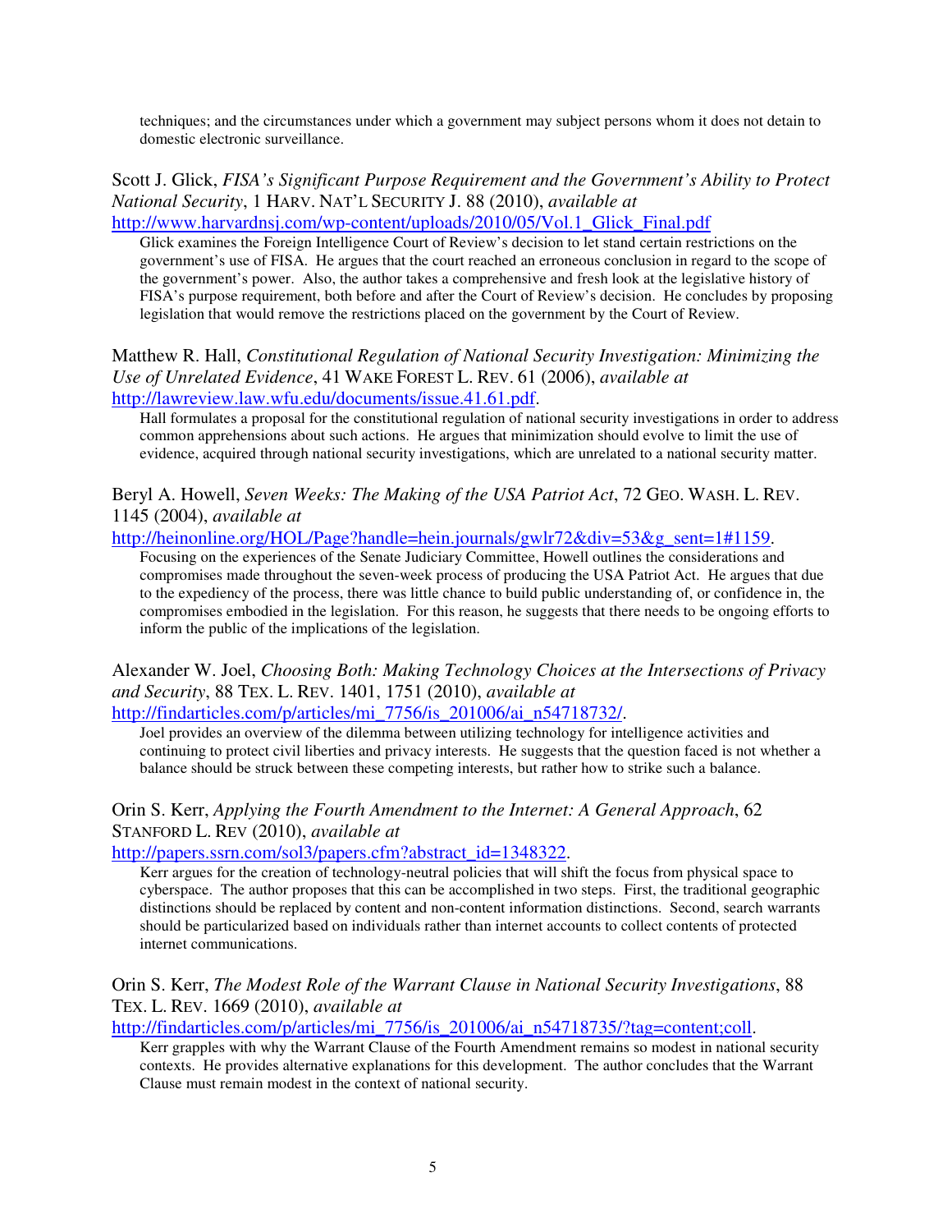techniques; and the circumstances under which a government may subject persons whom it does not detain to domestic electronic surveillance.

Scott J. Glick, *FISA's Significant Purpose Requirement and the Government's Ability to Protect National Security*, 1 HARV. NAT'L SECURITY J. 88 (2010), *available at* http://www.harvardnsj.com/wp-content/uploads/2010/05/Vol.1_Glick_Final.pdf

Glick examines the Foreign Intelligence Court of Review's decision to let stand certain restrictions on the government's use of FISA. He argues that the court reached an erroneous conclusion in regard to the scope of the government's power. Also, the author takes a comprehensive and fresh look at the legislative history of FISA's purpose requirement, both before and after the Court of Review's decision. He concludes by proposing legislation that would remove the restrictions placed on the government by the Court of Review.

Matthew R. Hall, *Constitutional Regulation of National Security Investigation: Minimizing the Use of Unrelated Evidence*, 41 WAKE FOREST L. REV. 61 (2006), *available at* http://lawreview.law.wfu.edu/documents/issue.41.61.pdf.

Hall formulates a proposal for the constitutional regulation of national security investigations in order to address common apprehensions about such actions. He argues that minimization should evolve to limit the use of evidence, acquired through national security investigations, which are unrelated to a national security matter.

Beryl A. Howell, *Seven Weeks: The Making of the USA Patriot Act*, 72 GEO. WASH. L. REV. 1145 (2004), *available at* http://heinonline.org/HOL/Page?handle=hein.journals/gwlr72&div=53&g_sent=1#1159.

Focusing on the experiences of the Senate Judiciary Committee, Howell outlines the considerations and compromises made throughout the seven-week process of producing the USA Patriot Act. He argues that due to the expediency of the process, there was little chance to build public understanding of, or confidence in, the compromises embodied in the legislation. For this reason, he suggests that there needs to be ongoing efforts to inform the public of the implications of the legislation.

Alexander W. Joel, *Choosing Both: Making Technology Choices at the Intersections of Privacy and Security*, 88 TEX. L. REV. 1401, 1751 (2010), *available at* http://findarticles.com/p/articles/mi_7756/is_201006/ai_n54718732/.

Joel provides an overview of the dilemma between utilizing technology for intelligence activities and continuing to protect civil liberties and privacy interests. He suggests that the question faced is not whether a balance should be struck between these competing interests, but rather how to strike such a balance.

Orin S. Kerr, *Applying the Fourth Amendment to the Internet: A General Approach*, 62 STANFORD L. REV (2010), *available at* http://papers.ssrn.com/sol3/papers.cfm?abstract_id=1348322.

Kerr argues for the creation of technology-neutral policies that will shift the focus from physical space to cyberspace. The author proposes that this can be accomplished in two steps. First, the traditional geographic distinctions should be replaced by content and non-content information distinctions. Second, search warrants should be particularized based on individuals rather than internet accounts to collect contents of protected internet communications.

Orin S. Kerr, *The Modest Role of the Warrant Clause in National Security Investigations*, 88 TEX. L. REV. 1669 (2010), *available at* http://findarticles.com/p/articles/mi_7756/is_201006/ai_n54718735/?tag=content;coll.

Kerr grapples with why the Warrant Clause of the Fourth Amendment remains so modest in national security contexts. He provides alternative explanations for this development. The author concludes that the Warrant Clause must remain modest in the context of national security.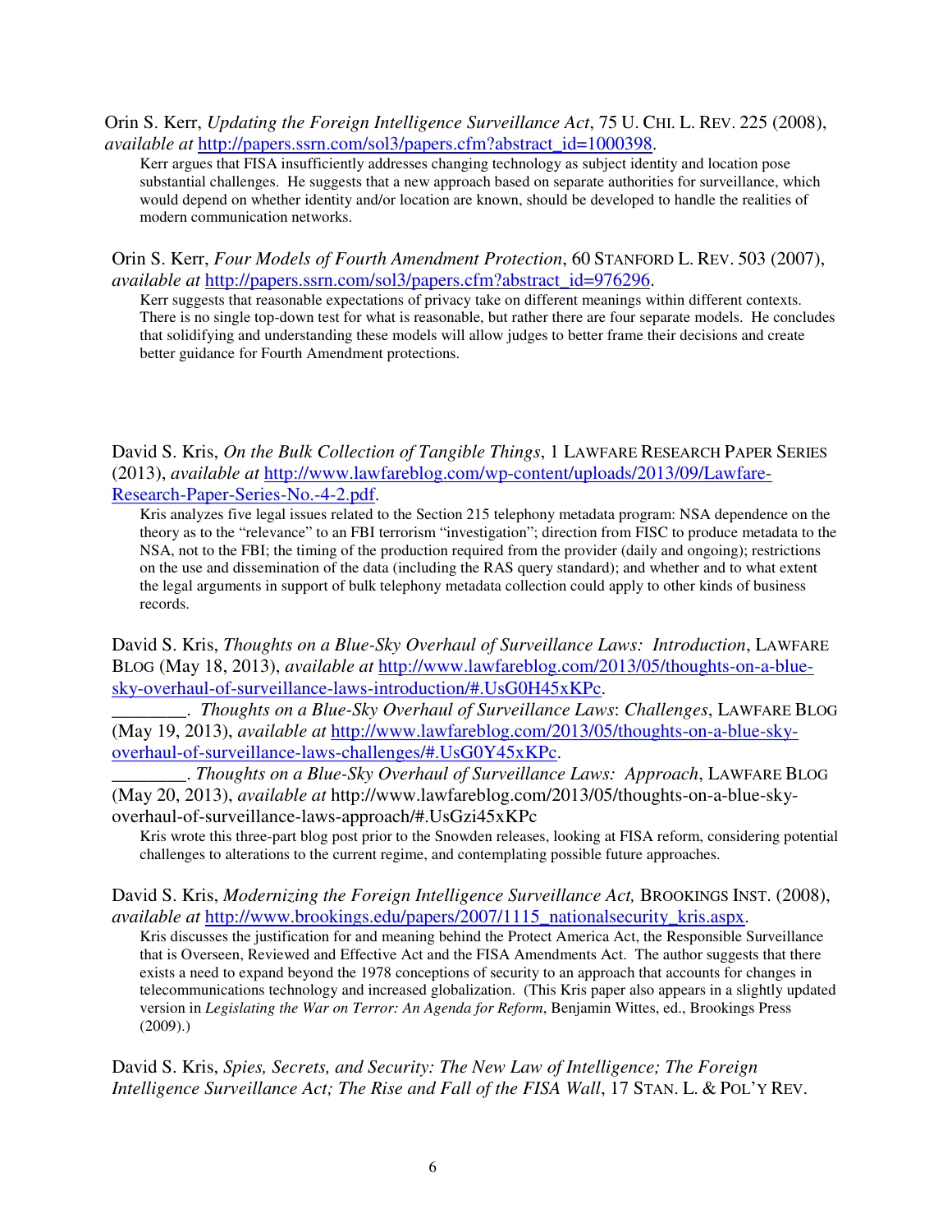Orin S. Kerr, *Updating the Foreign Intelligence Surveillance Act*, 75 U. CHI. L. REV. 225 (2008), *available at* http://papers.ssrn.com/sol3/papers.cfm?abstract_id=1000398.

Kerr argues that FISA insufficiently addresses changing technology as subject identity and location pose substantial challenges. He suggests that a new approach based on separate authorities for surveillance, which would depend on whether identity and/or location are known, should be developed to handle the realities of modern communication networks.

Orin S. Kerr, *Four Models of Fourth Amendment Protection*, 60 STANFORD L. REV. 503 (2007), *available at* http://papers.ssrn.com/sol3/papers.cfm?abstract_id=976296.

Kerr suggests that reasonable expectations of privacy take on different meanings within different contexts. There is no single top-down test for what is reasonable, but rather there are four separate models. He concludes that solidifying and understanding these models will allow judges to better frame their decisions and create better guidance for Fourth Amendment protections.

David S. Kris, *On the Bulk Collection of Tangible Things*, 1 LAWFARE RESEARCH PAPER SERIES (2013), *available at* http://www.lawfareblog.com/wp-content/uploads/2013/09/Lawfare-Research-Paper-Series-No.-4-2.pdf.

Kris analyzes five legal issues related to the Section 215 telephony metadata program: NSA dependence on the theory as to the "relevance" to an FBI terrorism "investigation"; direction from FISC to produce metadata to the NSA, not to the FBI; the timing of the production required from the provider (daily and ongoing); restrictions on the use and dissemination of the data (including the RAS query standard); and whether and to what extent the legal arguments in support of bulk telephony metadata collection could apply to other kinds of business records.

David S. Kris, *Thoughts on a Blue-Sky Overhaul of Surveillance Laws: Introduction*, LAWFARE BLOG (May 18, 2013), *available at* http://www.lawfareblog.com/2013/05/thoughts-on-a-blue-sky-overhaul-of-surveillance-laws-introduction/#.UsG0H45xKPc.

________. *Thoughts on a Blue-Sky Overhaul of Surveillance Laws*: *Challenges*, LAWFARE BLOG (May 19, 2013), *available at* http://www.lawfareblog.com/2013/05/thoughts-on-a-blue-sky-overhaul-of-surveillance-laws-challenges/#.UsG0Y45xKPc.

________. *Thoughts on a Blue-Sky Overhaul of Surveillance Laws: Approach*, LAWFARE BLOG (May 20, 2013), *available at* http://www.lawfareblog.com/2013/05/thoughts-on-a-blue-sky-overhaul-of-surveillance-laws-approach/#.UsGzi45xKPc

Kris wrote this three-part blog post prior to the Snowden releases, looking at FISA reform, considering potential challenges to alterations to the current regime, and contemplating possible future approaches.

David S. Kris, *Modernizing the Foreign Intelligence Surveillance Act,* BROOKINGS INST. (2008), *available at* http://www.brookings.edu/papers/2007/1115_nationalsecurity_kris.aspx.

Kris discusses the justification for and meaning behind the Protect America Act, the Responsible Surveillance that is Overseen, Reviewed and Effective Act and the FISA Amendments Act. The author suggests that there exists a need to expand beyond the 1978 conceptions of security to an approach that accounts for changes in telecommunications technology and increased globalization. (This Kris paper also appears in a slightly updated version in *Legislating the War on Terror: An Agenda for Reform*, Benjamin Wittes, ed., Brookings Press (2009).)

David S. Kris, *Spies, Secrets, and Security: The New Law of Intelligence; The Foreign Intelligence Surveillance Act; The Rise and Fall of the FISA Wall*, 17 STAN. L. & POL'Y REV.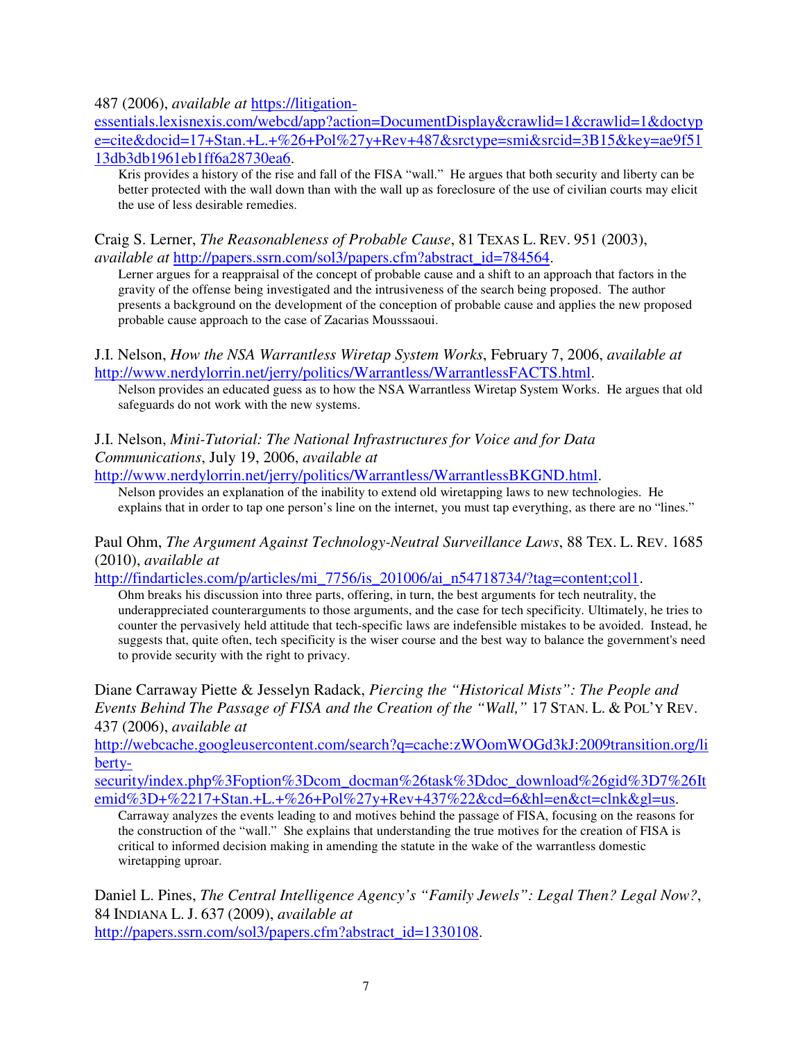487 (2006), *available at* https://litigation-essentials.lexisnexis.com/webcd/app?action=DocumentDisplay&crawlid=1&crawlid=1&doctype=cite&docid=17+Stan.+L.+%26+Pol%27y+Rev+487&srctype=smi&srcid=3B15&key=ae9f5113db3db1961eb1ff6a28730ea6.

> Kris provides a history of the rise and fall of the FISA "wall." He argues that both security and liberty can be better protected with the wall down than with the wall up as foreclosure of the use of civilian courts may elicit the use of less desirable remedies.

Craig S. Lerner, *The Reasonableness of Probable Cause*, 81 TEXAS L. REV. 951 (2003), *available at* http://papers.ssrn.com/sol3/papers.cfm?abstract_id=784564.

> Lerner argues for a reappraisal of the concept of probable cause and a shift to an approach that factors in the gravity of the offense being investigated and the intrusiveness of the search being proposed. The author presents a background on the development of the conception of probable cause and applies the new proposed probable cause approach to the case of Zacarias Mousssaoui.

J.I. Nelson, *How the NSA Warrantless Wiretap System Works*, February 7, 2006, *available at* http://www.nerdylorrin.net/jerry/politics/Warrantless/WarrantlessFACTS.html.

> Nelson provides an educated guess as to how the NSA Warrantless Wiretap System Works. He argues that old safeguards do not work with the new systems.

J.I. Nelson, *Mini-Tutorial: The National Infrastructures for Voice and for Data Communications*, July 19, 2006, *available at* http://www.nerdylorrin.net/jerry/politics/Warrantless/WarrantlessBKGND.html.

> Nelson provides an explanation of the inability to extend old wiretapping laws to new technologies. He explains that in order to tap one person's line on the internet, you must tap everything, as there are no "lines."

Paul Ohm, *The Argument Against Technology-Neutral Surveillance Laws*, 88 TEX. L. REV. 1685 (2010), *available at* http://findarticles.com/p/articles/mi_7756/is_201006/ai_n54718734/?tag=content;col1.

> Ohm breaks his discussion into three parts, offering, in turn, the best arguments for tech neutrality, the underappreciated counterarguments to those arguments, and the case for tech specificity. Ultimately, he tries to counter the pervasively held attitude that tech-specific laws are indefensible mistakes to be avoided. Instead, he suggests that, quite often, tech specificity is the wiser course and the best way to balance the government's need to provide security with the right to privacy.

Diane Carraway Piette & Jesselyn Radack, *Piercing the "Historical Mists": The People and Events Behind The Passage of FISA and the Creation of the "Wall,"* 17 STAN. L. & POL'Y REV. 437 (2006), *available at* http://webcache.googleusercontent.com/search?q=cache:zWOomWOGd3kJ:2009transition.org/liberty-security/index.php%3Foption%3Dcom_docman%26task%3Ddoc_download%26gid%3D7%26Itemid%3D+%2217+Stan.+L.+%26+Pol%27y+Rev+437%22&cd=6&hl=en&ct=clnk&gl=us.

> Carraway analyzes the events leading to and motives behind the passage of FISA, focusing on the reasons for the construction of the "wall." She explains that understanding the true motives for the creation of FISA is critical to informed decision making in amending the statute in the wake of the warrantless domestic wiretapping uproar.

Daniel L. Pines, *The Central Intelligence Agency's "Family Jewels": Legal Then? Legal Now?*, 84 INDIANA L. J. 637 (2009), *available at* http://papers.ssrn.com/sol3/papers.cfm?abstract_id=1330108.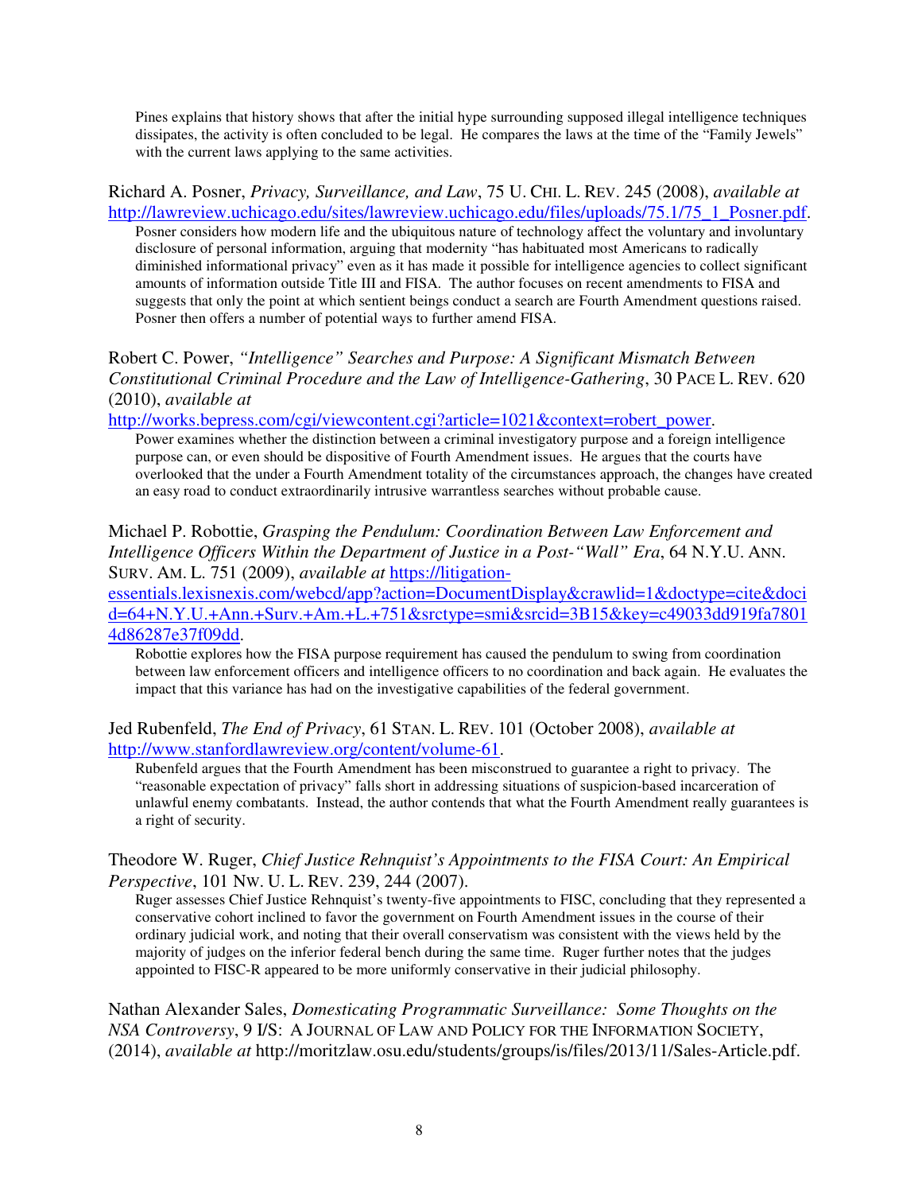Pines explains that history shows that after the initial hype surrounding supposed illegal intelligence techniques dissipates, the activity is often concluded to be legal. He compares the laws at the time of the "Family Jewels" with the current laws applying to the same activities.

Richard A. Posner, *Privacy, Surveillance, and Law*, 75 U. CHI. L. REV. 245 (2008), *available at* http://lawreview.uchicago.edu/sites/lawreview.uchicago.edu/files/uploads/75.1/75_1_Posner.pdf.

Posner considers how modern life and the ubiquitous nature of technology affect the voluntary and involuntary disclosure of personal information, arguing that modernity "has habituated most Americans to radically diminished informational privacy" even as it has made it possible for intelligence agencies to collect significant amounts of information outside Title III and FISA. The author focuses on recent amendments to FISA and suggests that only the point at which sentient beings conduct a search are Fourth Amendment questions raised. Posner then offers a number of potential ways to further amend FISA.

Robert C. Power, *"Intelligence" Searches and Purpose: A Significant Mismatch Between Constitutional Criminal Procedure and the Law of Intelligence-Gathering*, 30 PACE L. REV. 620 (2010), *available at* http://works.bepress.com/cgi/viewcontent.cgi?article=1021&context=robert_power.

Power examines whether the distinction between a criminal investigatory purpose and a foreign intelligence purpose can, or even should be dispositive of Fourth Amendment issues. He argues that the courts have overlooked that the under a Fourth Amendment totality of the circumstances approach, the changes have created an easy road to conduct extraordinarily intrusive warrantless searches without probable cause.

Michael P. Robottie, *Grasping the Pendulum: Coordination Between Law Enforcement and Intelligence Officers Within the Department of Justice in a Post-"Wall" Era*, 64 N.Y.U. ANN. SURV. AM. L. 751 (2009), *available at* https://litigation-essentials.lexisnexis.com/webcd/app?action=DocumentDisplay&crawlid=1&doctype=cite&docid=64+N.Y.U.+Ann.+Surv.+Am.+L.+751&srctype=smi&srcid=3B15&key=c49033dd919fa78014d86287e37f09dd.

Robottie explores how the FISA purpose requirement has caused the pendulum to swing from coordination between law enforcement officers and intelligence officers to no coordination and back again. He evaluates the impact that this variance has had on the investigative capabilities of the federal government.

Jed Rubenfeld, *The End of Privacy*, 61 STAN. L. REV. 101 (October 2008), *available at* http://www.stanfordlawreview.org/content/volume-61.

Rubenfeld argues that the Fourth Amendment has been misconstrued to guarantee a right to privacy. The "reasonable expectation of privacy" falls short in addressing situations of suspicion-based incarceration of unlawful enemy combatants. Instead, the author contends that what the Fourth Amendment really guarantees is a right of security.

Theodore W. Ruger, *Chief Justice Rehnquist's Appointments to the FISA Court: An Empirical Perspective*, 101 NW. U. L. REV. 239, 244 (2007).

Ruger assesses Chief Justice Rehnquist's twenty-five appointments to FISC, concluding that they represented a conservative cohort inclined to favor the government on Fourth Amendment issues in the course of their ordinary judicial work, and noting that their overall conservatism was consistent with the views held by the majority of judges on the inferior federal bench during the same time. Ruger further notes that the judges appointed to FISC-R appeared to be more uniformly conservative in their judicial philosophy.

Nathan Alexander Sales, *Domesticating Programmatic Surveillance: Some Thoughts on the NSA Controversy*, 9 I/S: A JOURNAL OF LAW AND POLICY FOR THE INFORMATION SOCIETY, (2014), *available at* http://moritzlaw.osu.edu/students/groups/is/files/2013/11/Sales-Article.pdf.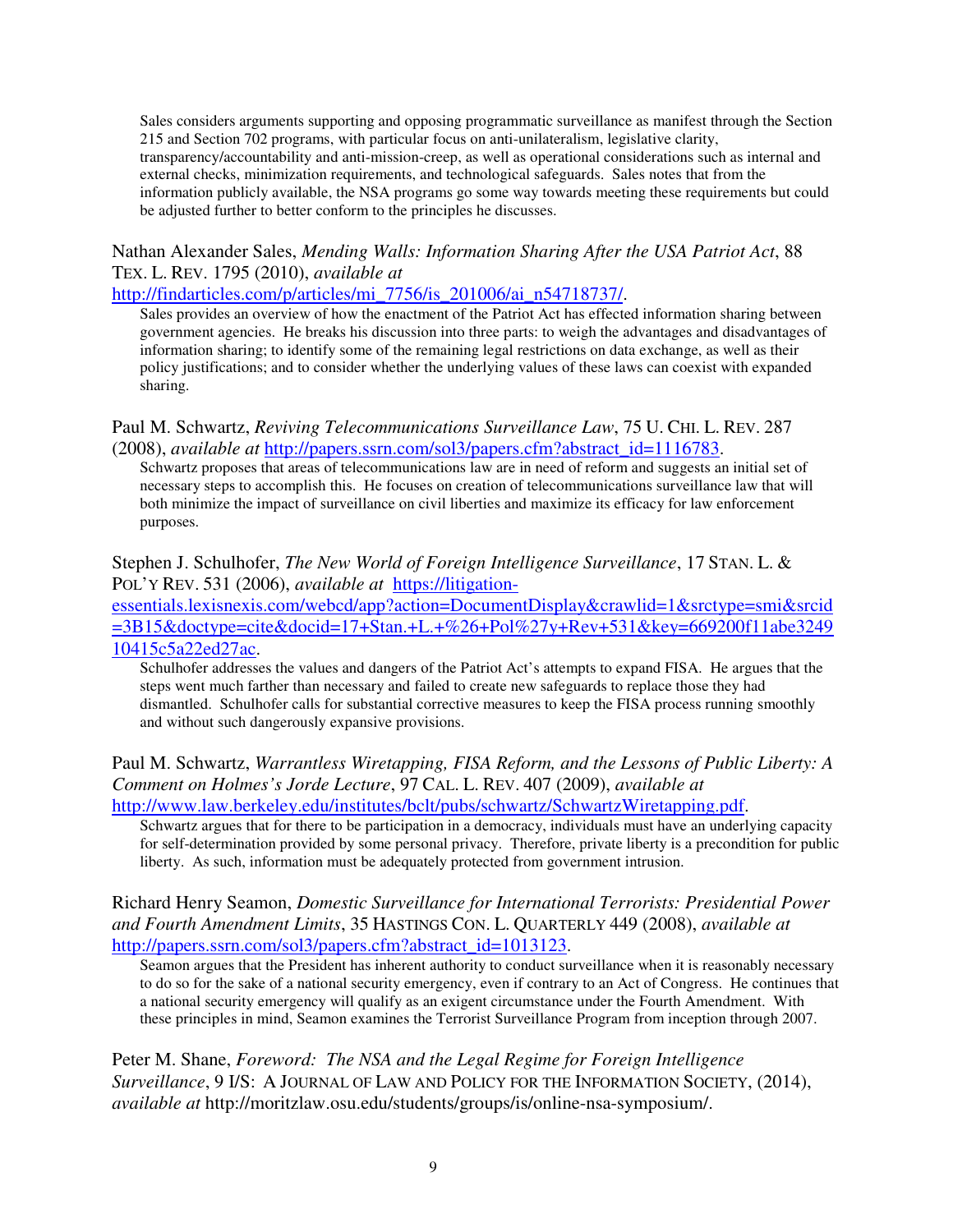Sales considers arguments supporting and opposing programmatic surveillance as manifest through the Section 215 and Section 702 programs, with particular focus on anti-unilateralism, legislative clarity, transparency/accountability and anti-mission-creep, as well as operational considerations such as internal and external checks, minimization requirements, and technological safeguards. Sales notes that from the information publicly available, the NSA programs go some way towards meeting these requirements but could be adjusted further to better conform to the principles he discusses.

Nathan Alexander Sales, *Mending Walls: Information Sharing After the USA Patriot Act*, 88 TEX. L. REV. 1795 (2010), *available at* [http://findarticles.com/p/articles/mi_7756/is_201006/ai_n54718737/](http://findarticles.com/p/articles/mi_7756/is_201006/ai_n54718737/).

Sales provides an overview of how the enactment of the Patriot Act has effected information sharing between government agencies. He breaks his discussion into three parts: to weigh the advantages and disadvantages of information sharing; to identify some of the remaining legal restrictions on data exchange, as well as their policy justifications; and to consider whether the underlying values of these laws can coexist with expanded sharing.

Paul M. Schwartz, *Reviving Telecommunications Surveillance Law*, 75 U. CHI. L. REV. 287 (2008), *available at* [http://papers.ssrn.com/sol3/papers.cfm?abstract_id=1116783](http://papers.ssrn.com/sol3/papers.cfm?abstract_id=1116783).

Schwartz proposes that areas of telecommunications law are in need of reform and suggests an initial set of necessary steps to accomplish this. He focuses on creation of telecommunications surveillance law that will both minimize the impact of surveillance on civil liberties and maximize its efficacy for law enforcement purposes.

Stephen J. Schulhofer, *The New World of Foreign Intelligence Surveillance*, 17 STAN. L. & POL'Y REV. 531 (2006), *available at* [https://litigation-essentials.lexisnexis.com/webcd/app?action=DocumentDisplay&crawlid=1&srctype=smi&srcid=3B15&doctype=cite&docid=17+Stan.+L.+%26+Pol%27y+Rev+531&key=669200f11abe324910415c5a22ed27ac](https://litigation-essentials.lexisnexis.com/webcd/app?action=DocumentDisplay&crawlid=1&srctype=smi&srcid=3B15&doctype=cite&docid=17+Stan.+L.+%26+Pol%27y+Rev+531&key=669200f11abe324910415c5a22ed27ac).

Schulhofer addresses the values and dangers of the Patriot Act's attempts to expand FISA. He argues that the steps went much farther than necessary and failed to create new safeguards to replace those they had dismantled. Schulhofer calls for substantial corrective measures to keep the FISA process running smoothly and without such dangerously expansive provisions.

Paul M. Schwartz, *Warrantless Wiretapping, FISA Reform, and the Lessons of Public Liberty: A Comment on Holmes's Jorde Lecture*, 97 CAL. L. REV. 407 (2009), *available at* [http://www.law.berkeley.edu/institutes/bclt/pubs/schwartz/SchwartzWiretapping.pdf](http://www.law.berkeley.edu/institutes/bclt/pubs/schwartz/SchwartzWiretapping.pdf).

Schwartz argues that for there to be participation in a democracy, individuals must have an underlying capacity for self-determination provided by some personal privacy. Therefore, private liberty is a precondition for public liberty. As such, information must be adequately protected from government intrusion.

Richard Henry Seamon, *Domestic Surveillance for International Terrorists: Presidential Power and Fourth Amendment Limits*, 35 HASTINGS CON. L. QUARTERLY 449 (2008), *available at* [http://papers.ssrn.com/sol3/papers.cfm?abstract_id=1013123](http://papers.ssrn.com/sol3/papers.cfm?abstract_id=1013123).

Seamon argues that the President has inherent authority to conduct surveillance when it is reasonably necessary to do so for the sake of a national security emergency, even if contrary to an Act of Congress. He continues that a national security emergency will qualify as an exigent circumstance under the Fourth Amendment. With these principles in mind, Seamon examines the Terrorist Surveillance Program from inception through 2007.

Peter M. Shane, *Foreword: The NSA and the Legal Regime for Foreign Intelligence Surveillance*, 9 I/S: A JOURNAL OF LAW AND POLICY FOR THE INFORMATION SOCIETY, (2014), *available at* http://moritzlaw.osu.edu/students/groups/is/online-nsa-symposium/.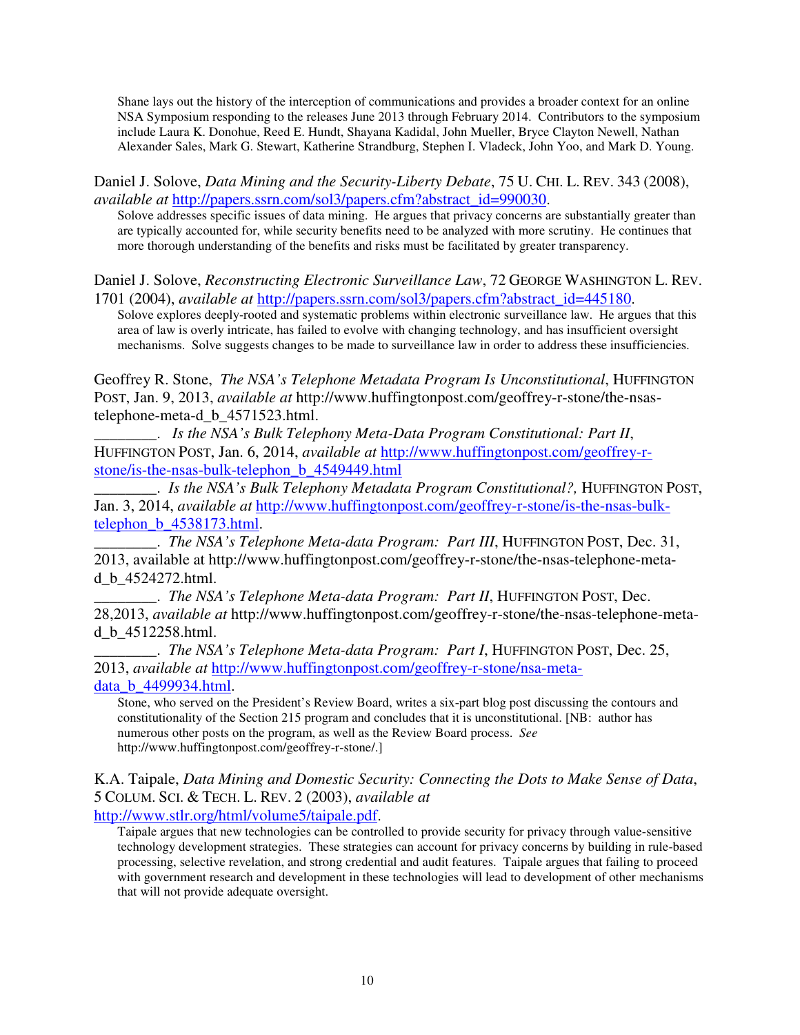Shane lays out the history of the interception of communications and provides a broader context for an online NSA Symposium responding to the releases June 2013 through February 2014. Contributors to the symposium include Laura K. Donohue, Reed E. Hundt, Shayana Kadidal, John Mueller, Bryce Clayton Newell, Nathan Alexander Sales, Mark G. Stewart, Katherine Strandburg, Stephen I. Vladeck, John Yoo, and Mark D. Young.

Daniel J. Solove, *Data Mining and the Security-Liberty Debate*, 75 U. CHI. L. REV. 343 (2008), *available at* http://papers.ssrn.com/sol3/papers.cfm?abstract_id=990030.

Solove addresses specific issues of data mining. He argues that privacy concerns are substantially greater than are typically accounted for, while security benefits need to be analyzed with more scrutiny. He continues that more thorough understanding of the benefits and risks must be facilitated by greater transparency.

Daniel J. Solove, *Reconstructing Electronic Surveillance Law*, 72 GEORGE WASHINGTON L. REV. 1701 (2004), *available at* http://papers.ssrn.com/sol3/papers.cfm?abstract_id=445180.

Solove explores deeply-rooted and systematic problems within electronic surveillance law. He argues that this area of law is overly intricate, has failed to evolve with changing technology, and has insufficient oversight mechanisms. Solve suggests changes to be made to surveillance law in order to address these insufficiencies.

Geoffrey R. Stone, *The NSA's Telephone Metadata Program Is Unconstitutional*, HUFFINGTON POST, Jan. 9, 2013, *available at* http://www.huffingtonpost.com/geoffrey-r-stone/the-nsas-telephone-meta-d_b_4571523.html.

________. *Is the NSA's Bulk Telephony Meta-Data Program Constitutional: Part II*, HUFFINGTON POST, Jan. 6, 2014, *available at* http://www.huffingtonpost.com/geoffrey-r-stone/is-the-nsas-bulk-telephon_b_4549449.html

________. *Is the NSA's Bulk Telephony Metadata Program Constitutional?,* HUFFINGTON POST, Jan. 3, 2014, *available at* http://www.huffingtonpost.com/geoffrey-r-stone/is-the-nsas-bulk-telephon_b_4538173.html.

________. *The NSA's Telephone Meta-data Program: Part III*, HUFFINGTON POST, Dec. 31, 2013, available at http://www.huffingtonpost.com/geoffrey-r-stone/the-nsas-telephone-meta-d_b_4524272.html.

________. *The NSA's Telephone Meta-data Program: Part II*, HUFFINGTON POST, Dec. 28,2013, *available at* http://www.huffingtonpost.com/geoffrey-r-stone/the-nsas-telephone-meta-d_b_4512258.html.

________. *The NSA's Telephone Meta-data Program: Part I*, HUFFINGTON POST, Dec. 25, 2013, *available at* http://www.huffingtonpost.com/geoffrey-r-stone/nsa-meta-data_b_4499934.html.

Stone, who served on the President's Review Board, writes a six-part blog post discussing the contours and constitutionality of the Section 215 program and concludes that it is unconstitutional. [NB: author has numerous other posts on the program, as well as the Review Board process. *See* http://www.huffingtonpost.com/geoffrey-r-stone/.]

K.A. Taipale, *Data Mining and Domestic Security: Connecting the Dots to Make Sense of Data*, 5 COLUM. SCI. & TECH. L. REV. 2 (2003), *available at* http://www.stlr.org/html/volume5/taipale.pdf.

Taipale argues that new technologies can be controlled to provide security for privacy through value-sensitive technology development strategies. These strategies can account for privacy concerns by building in rule-based processing, selective revelation, and strong credential and audit features. Taipale argues that failing to proceed with government research and development in these technologies will lead to development of other mechanisms that will not provide adequate oversight.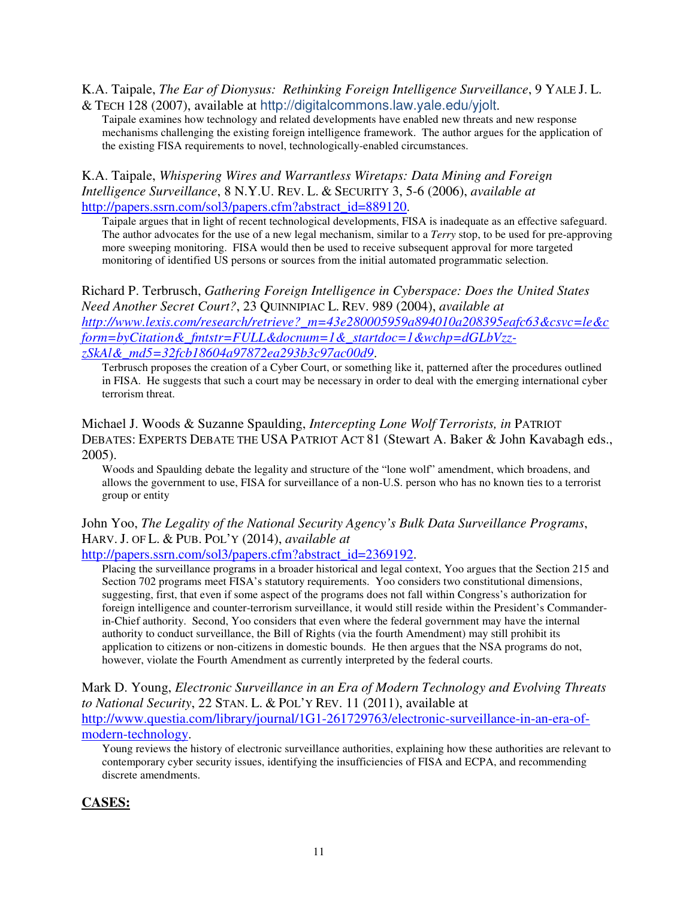K.A. Taipale, *The Ear of Dionysus: Rethinking Foreign Intelligence Surveillance*, 9 YALE J. L. & TECH 128 (2007), available at http://digitalcommons.law.yale.edu/yjolt.

Taipale examines how technology and related developments have enabled new threats and new response mechanisms challenging the existing foreign intelligence framework. The author argues for the application of the existing FISA requirements to novel, technologically-enabled circumstances.

K.A. Taipale, *Whispering Wires and Warrantless Wiretaps: Data Mining and Foreign Intelligence Surveillance*, 8 N.Y.U. REV. L. & SECURITY 3, 5-6 (2006), *available at* http://papers.ssrn.com/sol3/papers.cfm?abstract_id=889120.

Taipale argues that in light of recent technological developments, FISA is inadequate as an effective safeguard. The author advocates for the use of a new legal mechanism, similar to a *Terry* stop, to be used for pre-approving more sweeping monitoring. FISA would then be used to receive subsequent approval for more targeted monitoring of identified US persons or sources from the initial automated programmatic selection.

Richard P. Terbrusch, *Gathering Foreign Intelligence in Cyberspace: Does the United States Need Another Secret Court?*, 23 QUINNIPIAC L. REV. 989 (2004), *available at* *http://www.lexis.com/research/retrieve?_m=43e280005959a894010a208395eafc63&csvc=le&cform=byCitation&_fmtstr=FULL&docnum=1&_startdoc=1&wchp=dGLbVzz-zSkAl&_md5=32fcb18604a97872ea293b3c97ac00d9*.

Terbrusch proposes the creation of a Cyber Court, or something like it, patterned after the procedures outlined in FISA. He suggests that such a court may be necessary in order to deal with the emerging international cyber terrorism threat.

Michael J. Woods & Suzanne Spaulding, *Intercepting Lone Wolf Terrorists, in* PATRIOT DEBATES: EXPERTS DEBATE THE USA PATRIOT ACT 81 (Stewart A. Baker & John Kavabagh eds., 2005).

Woods and Spaulding debate the legality and structure of the "lone wolf" amendment, which broadens, and allows the government to use, FISA for surveillance of a non-U.S. person who has no known ties to a terrorist group or entity

John Yoo, *The Legality of the National Security Agency's Bulk Data Surveillance Programs*, HARV. J. OF L. & PUB. POL'Y (2014), *available at* http://papers.ssrn.com/sol3/papers.cfm?abstract_id=2369192.

Placing the surveillance programs in a broader historical and legal context, Yoo argues that the Section 215 and Section 702 programs meet FISA's statutory requirements. Yoo considers two constitutional dimensions, suggesting, first, that even if some aspect of the programs does not fall within Congress's authorization for foreign intelligence and counter-terrorism surveillance, it would still reside within the President's Commander-in-Chief authority. Second, Yoo considers that even where the federal government may have the internal authority to conduct surveillance, the Bill of Rights (via the fourth Amendment) may still prohibit its application to citizens or non-citizens in domestic bounds. He then argues that the NSA programs do not, however, violate the Fourth Amendment as currently interpreted by the federal courts.

Mark D. Young, *Electronic Surveillance in an Era of Modern Technology and Evolving Threats to National Security*, 22 STAN. L. & POL'Y REV. 11 (2011), available at http://www.questia.com/library/journal/1G1-261729763/electronic-surveillance-in-an-era-of-modern-technology.

Young reviews the history of electronic surveillance authorities, explaining how these authorities are relevant to contemporary cyber security issues, identifying the insufficiencies of FISA and ECPA, and recommending discrete amendments.

## CASES: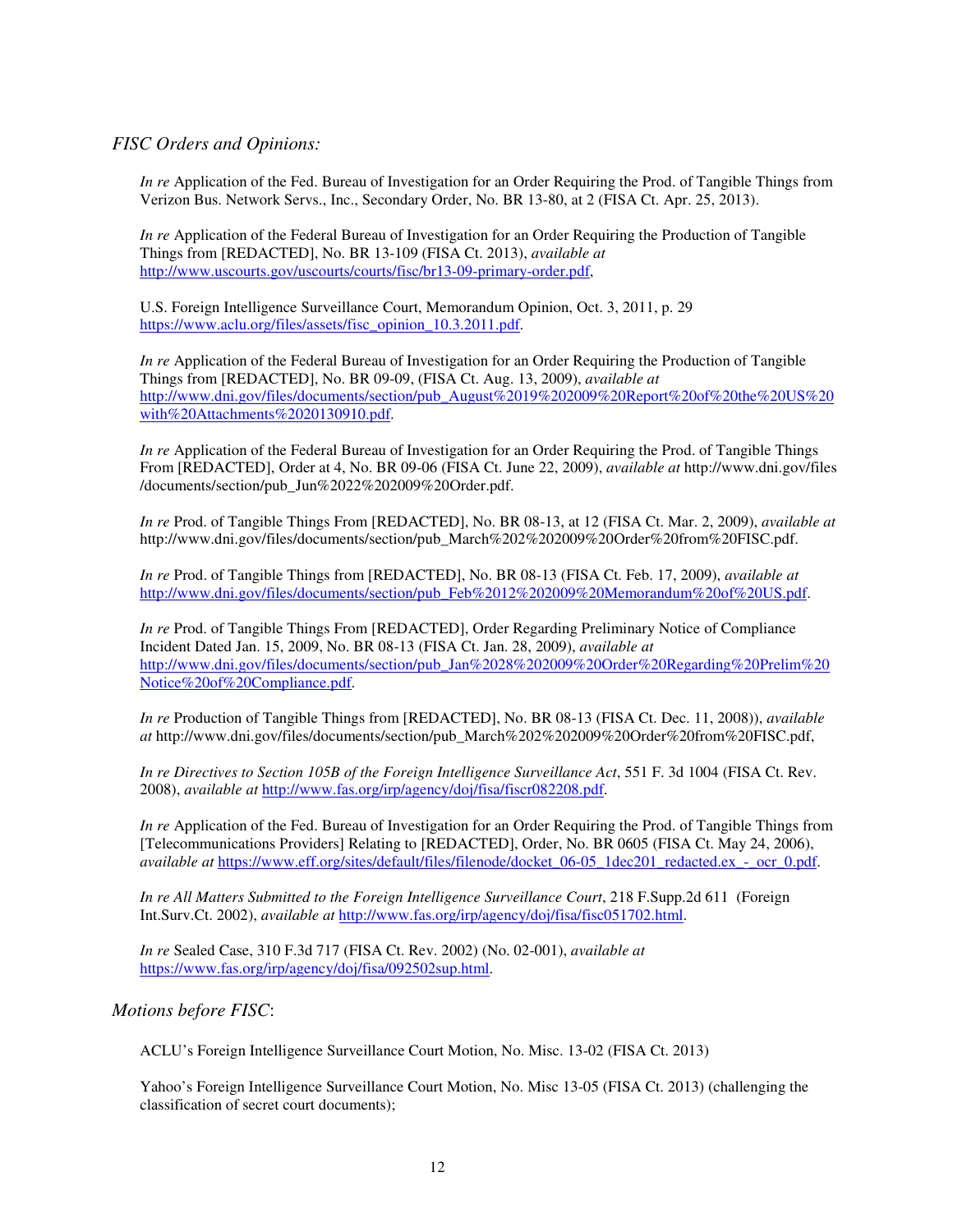*FISC Orders and Opinions:*

*In re* Application of the Fed. Bureau of Investigation for an Order Requiring the Prod. of Tangible Things from Verizon Bus. Network Servs., Inc., Secondary Order, No. BR 13-80, at 2 (FISA Ct. Apr. 25, 2013).

*In re* Application of the Federal Bureau of Investigation for an Order Requiring the Production of Tangible Things from [REDACTED], No. BR 13-109 (FISA Ct. 2013), *available at* http://www.uscourts.gov/uscourts/courts/fisc/br13-09-primary-order.pdf,

U.S. Foreign Intelligence Surveillance Court, Memorandum Opinion, Oct. 3, 2011, p. 29 https://www.aclu.org/files/assets/fisc_opinion_10.3.2011.pdf.

*In re* Application of the Federal Bureau of Investigation for an Order Requiring the Production of Tangible Things from [REDACTED], No. BR 09-09, (FISA Ct. Aug. 13, 2009), *available at* http://www.dni.gov/files/documents/section/pub_August%2019%202009%20Report%20of%20the%20US%20with%20Attachments%2020130910.pdf.

*In re* Application of the Federal Bureau of Investigation for an Order Requiring the Prod. of Tangible Things From [REDACTED], Order at 4, No. BR 09-06 (FISA Ct. June 22, 2009), *available at* http://www.dni.gov/files /documents/section/pub_Jun%2022%202009%20Order.pdf.

*In re* Prod. of Tangible Things From [REDACTED], No. BR 08-13, at 12 (FISA Ct. Mar. 2, 2009), *available at* http://www.dni.gov/files/documents/section/pub_March%202%202009%20Order%20from%20FISC.pdf.

*In re* Prod. of Tangible Things from [REDACTED], No. BR 08-13 (FISA Ct. Feb. 17, 2009), *available at* http://www.dni.gov/files/documents/section/pub_Feb%2012%202009%20Memorandum%20of%20US.pdf.

*In re* Prod. of Tangible Things From [REDACTED], Order Regarding Preliminary Notice of Compliance Incident Dated Jan. 15, 2009, No. BR 08-13 (FISA Ct. Jan. 28, 2009), *available at* http://www.dni.gov/files/documents/section/pub_Jan%2028%202009%20Order%20Regarding%20Prelim%20Notice%20of%20Compliance.pdf.

*In re* Production of Tangible Things from [REDACTED], No. BR 08-13 (FISA Ct. Dec. 11, 2008)), *available at* http://www.dni.gov/files/documents/section/pub_March%202%202009%20Order%20from%20FISC.pdf,

*In re Directives to Section 105B of the Foreign Intelligence Surveillance Act*, 551 F. 3d 1004 (FISA Ct. Rev. 2008), *available at* http://www.fas.org/irp/agency/doj/fisa/fiscr082208.pdf.

*In re* Application of the Fed. Bureau of Investigation for an Order Requiring the Prod. of Tangible Things from [Telecommunications Providers] Relating to [REDACTED], Order, No. BR 0605 (FISA Ct. May 24, 2006), *available at* https://www.eff.org/sites/default/files/filenode/docket_06-05_1dec201_redacted.ex_-_ocr_0.pdf.

*In re All Matters Submitted to the Foreign Intelligence Surveillance Court*, 218 F.Supp.2d 611 (Foreign Int.Surv.Ct. 2002), *available at* http://www.fas.org/irp/agency/doj/fisa/fisc051702.html.

*In re* Sealed Case, 310 F.3d 717 (FISA Ct. Rev. 2002) (No. 02-001), *available at* https://www.fas.org/irp/agency/doj/fisa/092502sup.html.

*Motions before FISC*:

ACLU's Foreign Intelligence Surveillance Court Motion, No. Misc. 13-02 (FISA Ct. 2013)

Yahoo's Foreign Intelligence Surveillance Court Motion, No. Misc 13-05 (FISA Ct. 2013) (challenging the classification of secret court documents);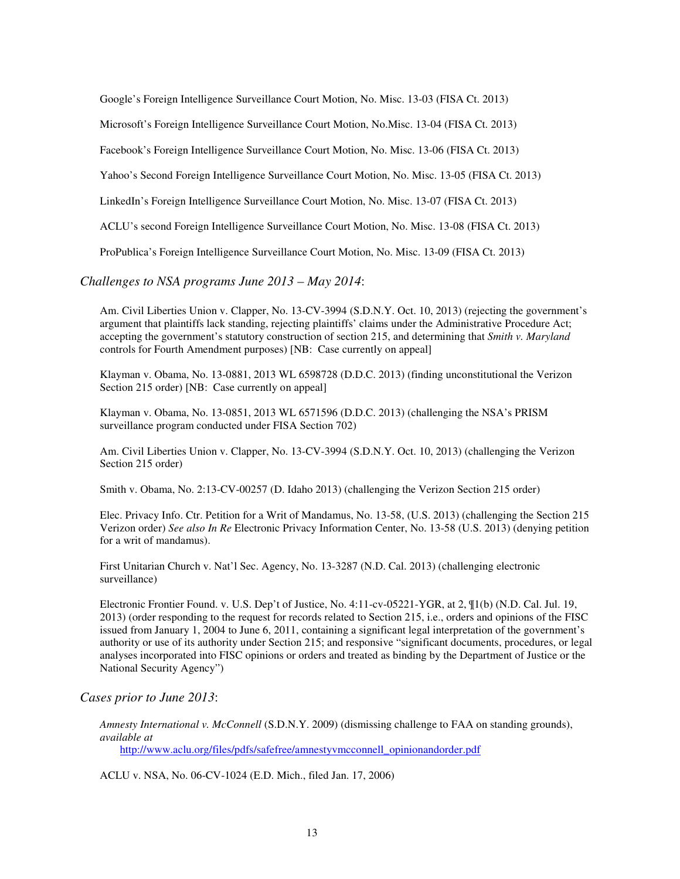Google's Foreign Intelligence Surveillance Court Motion, No. Misc. 13-03 (FISA Ct. 2013)

Microsoft's Foreign Intelligence Surveillance Court Motion, No.Misc. 13-04 (FISA Ct. 2013)

Facebook's Foreign Intelligence Surveillance Court Motion, No. Misc. 13-06 (FISA Ct. 2013)

Yahoo's Second Foreign Intelligence Surveillance Court Motion, No. Misc. 13-05 (FISA Ct. 2013)

LinkedIn's Foreign Intelligence Surveillance Court Motion, No. Misc. 13-07 (FISA Ct. 2013)

ACLU's second Foreign Intelligence Surveillance Court Motion, No. Misc. 13-08 (FISA Ct. 2013)

ProPublica's Foreign Intelligence Surveillance Court Motion, No. Misc. 13-09 (FISA Ct. 2013)

*Challenges to NSA programs June 2013 – May 2014*:

Am. Civil Liberties Union v. Clapper, No. 13-CV-3994 (S.D.N.Y. Oct. 10, 2013) (rejecting the government's argument that plaintiffs lack standing, rejecting plaintiffs' claims under the Administrative Procedure Act; accepting the government's statutory construction of section 215, and determining that *Smith v. Maryland* controls for Fourth Amendment purposes) [NB: Case currently on appeal]

Klayman v. Obama, No. 13-0881, 2013 WL 6598728 (D.D.C. 2013) (finding unconstitutional the Verizon Section 215 order) [NB: Case currently on appeal]

Klayman v. Obama, No. 13-0851, 2013 WL 6571596 (D.D.C. 2013) (challenging the NSA's PRISM surveillance program conducted under FISA Section 702)

Am. Civil Liberties Union v. Clapper, No. 13-CV-3994 (S.D.N.Y. Oct. 10, 2013) (challenging the Verizon Section 215 order)

Smith v. Obama, No. 2:13-CV-00257 (D. Idaho 2013) (challenging the Verizon Section 215 order)

Elec. Privacy Info. Ctr. Petition for a Writ of Mandamus, No. 13-58, (U.S. 2013) (challenging the Section 215 Verizon order) *See also In Re* Electronic Privacy Information Center, No. 13-58 (U.S. 2013) (denying petition for a writ of mandamus).

First Unitarian Church v. Nat'l Sec. Agency, No. 13-3287 (N.D. Cal. 2013) (challenging electronic surveillance)

Electronic Frontier Found. v. U.S. Dep't of Justice, No. 4:11-cv-05221-YGR, at 2, ¶1(b) (N.D. Cal. Jul. 19, 2013) (order responding to the request for records related to Section 215, i.e., orders and opinions of the FISC issued from January 1, 2004 to June 6, 2011, containing a significant legal interpretation of the government's authority or use of its authority under Section 215; and responsive "significant documents, procedures, or legal analyses incorporated into FISC opinions or orders and treated as binding by the Department of Justice or the National Security Agency")

*Cases prior to June 2013*:

*Amnesty International v. McConnell* (S.D.N.Y. 2009) (dismissing challenge to FAA on standing grounds), *available at* http://www.aclu.org/files/pdfs/safefree/amnestyvmcconnell_opinionandorder.pdf

ACLU v. NSA, No. 06-CV-1024 (E.D. Mich., filed Jan. 17, 2006)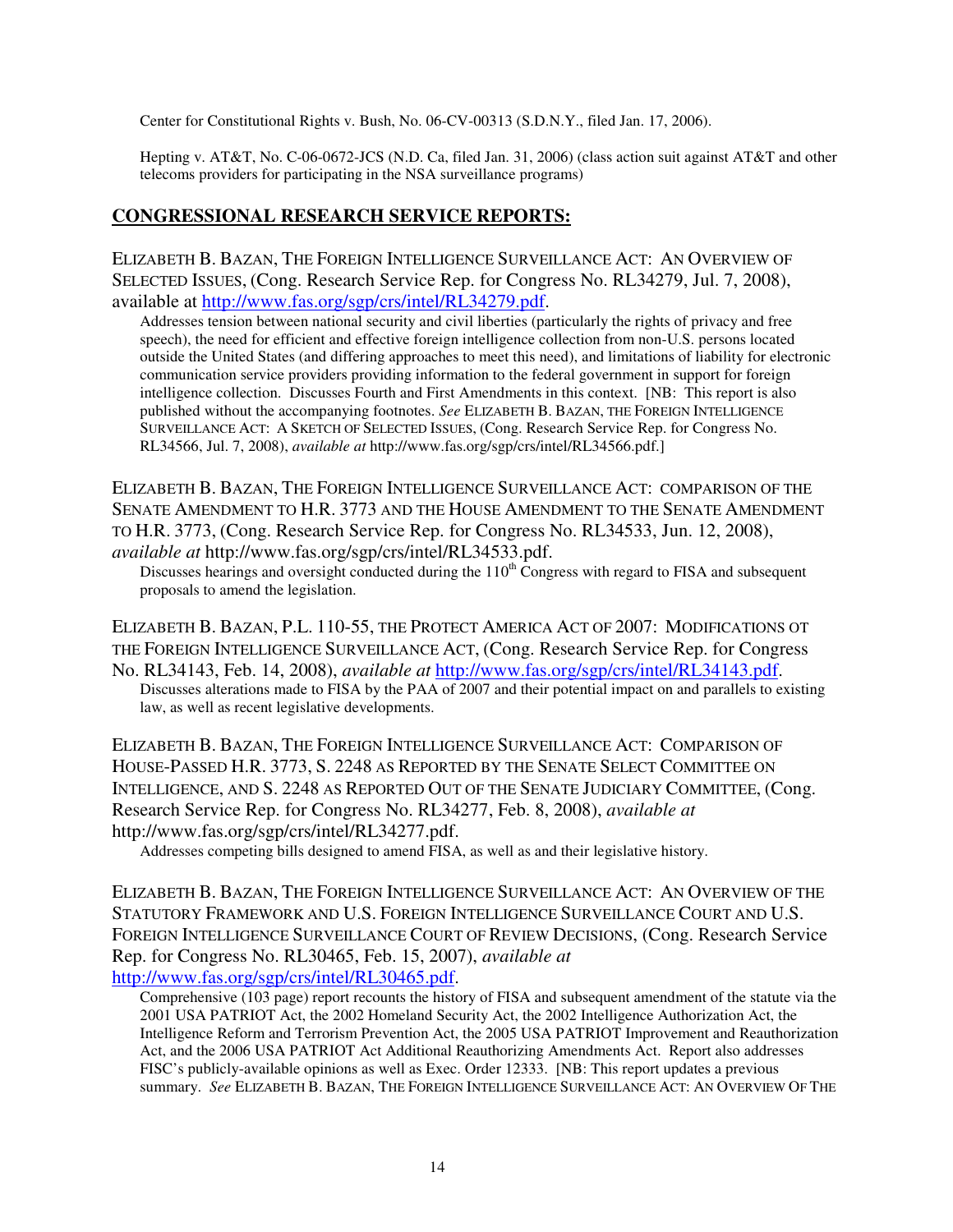Center for Constitutional Rights v. Bush, No. 06-CV-00313 (S.D.N.Y., filed Jan. 17, 2006).

Hepting v. AT&T, No. C-06-0672-JCS (N.D. Ca, filed Jan. 31, 2006) (class action suit against AT&T and other telecoms providers for participating in the NSA surveillance programs)

## CONGRESSIONAL RESEARCH SERVICE REPORTS:

ELIZABETH B. BAZAN, THE FOREIGN INTELLIGENCE SURVEILLANCE ACT: AN OVERVIEW OF SELECTED ISSUES, (Cong. Research Service Rep. for Congress No. RL34279, Jul. 7, 2008), available at http://www.fas.org/sgp/crs/intel/RL34279.pdf.

Addresses tension between national security and civil liberties (particularly the rights of privacy and free speech), the need for efficient and effective foreign intelligence collection from non-U.S. persons located outside the United States (and differing approaches to meet this need), and limitations of liability for electronic communication service providers providing information to the federal government in support for foreign intelligence collection. Discusses Fourth and First Amendments in this context. [NB: This report is also published without the accompanying footnotes. *See* ELIZABETH B. BAZAN, THE FOREIGN INTELLIGENCE SURVEILLANCE ACT: A SKETCH OF SELECTED ISSUES, (Cong. Research Service Rep. for Congress No. RL34566, Jul. 7, 2008), *available at* http://www.fas.org/sgp/crs/intel/RL34566.pdf.]

ELIZABETH B. BAZAN, THE FOREIGN INTELLIGENCE SURVEILLANCE ACT: COMPARISON OF THE SENATE AMENDMENT TO H.R. 3773 AND THE HOUSE AMENDMENT TO THE SENATE AMENDMENT TO H.R. 3773, (Cong. Research Service Rep. for Congress No. RL34533, Jun. 12, 2008), *available at* http://www.fas.org/sgp/crs/intel/RL34533.pdf.

Discusses hearings and oversight conducted during the 110th Congress with regard to FISA and subsequent proposals to amend the legislation.

ELIZABETH B. BAZAN, P.L. 110-55, THE PROTECT AMERICA ACT OF 2007: MODIFICATIONS OT THE FOREIGN INTELLIGENCE SURVEILLANCE ACT, (Cong. Research Service Rep. for Congress No. RL34143, Feb. 14, 2008), *available at* http://www.fas.org/sgp/crs/intel/RL34143.pdf.

Discusses alterations made to FISA by the PAA of 2007 and their potential impact on and parallels to existing law, as well as recent legislative developments.

ELIZABETH B. BAZAN, THE FOREIGN INTELLIGENCE SURVEILLANCE ACT: COMPARISON OF HOUSE-PASSED H.R. 3773, S. 2248 AS REPORTED BY THE SENATE SELECT COMMITTEE ON INTELLIGENCE, AND S. 2248 AS REPORTED OUT OF THE SENATE JUDICIARY COMMITTEE, (Cong. Research Service Rep. for Congress No. RL34277, Feb. 8, 2008), *available at* http://www.fas.org/sgp/crs/intel/RL34277.pdf.

Addresses competing bills designed to amend FISA, as well as and their legislative history.

ELIZABETH B. BAZAN, THE FOREIGN INTELLIGENCE SURVEILLANCE ACT: AN OVERVIEW OF THE STATUTORY FRAMEWORK AND U.S. FOREIGN INTELLIGENCE SURVEILLANCE COURT AND U.S. FOREIGN INTELLIGENCE SURVEILLANCE COURT OF REVIEW DECISIONS, (Cong. Research Service Rep. for Congress No. RL30465, Feb. 15, 2007), *available at* http://www.fas.org/sgp/crs/intel/RL30465.pdf.

Comprehensive (103 page) report recounts the history of FISA and subsequent amendment of the statute via the 2001 USA PATRIOT Act, the 2002 Homeland Security Act, the 2002 Intelligence Authorization Act, the Intelligence Reform and Terrorism Prevention Act, the 2005 USA PATRIOT Improvement and Reauthorization Act, and the 2006 USA PATRIOT Act Additional Reauthorizing Amendments Act. Report also addresses FISC's publicly-available opinions as well as Exec. Order 12333. [NB: This report updates a previous summary. *See* ELIZABETH B. BAZAN, THE FOREIGN INTELLIGENCE SURVEILLANCE ACT: AN OVERVIEW OF THE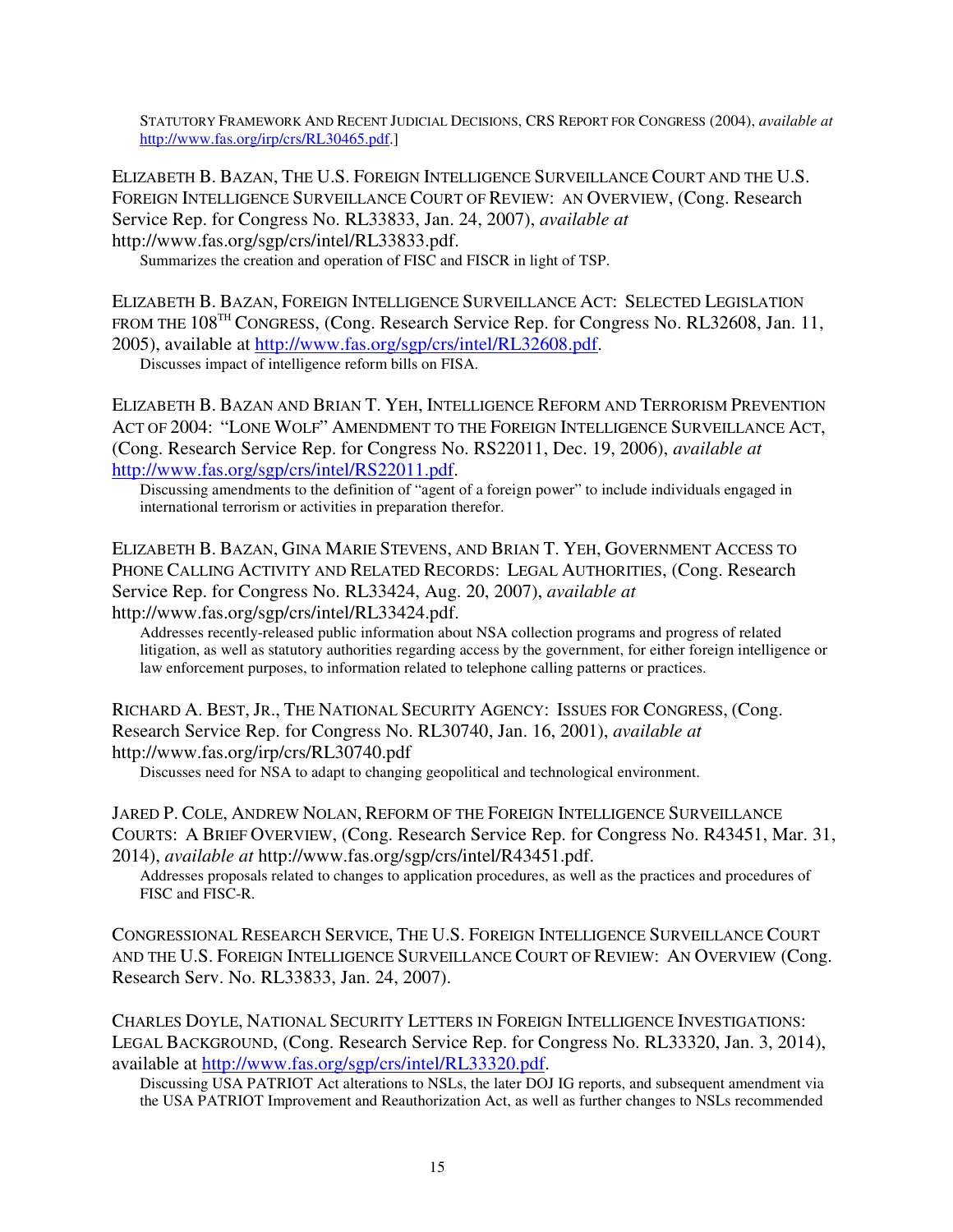STATUTORY FRAMEWORK AND RECENT JUDICIAL DECISIONS, CRS REPORT FOR CONGRESS (2004), *available at* http://www.fas.org/irp/crs/RL30465.pdf.]

ELIZABETH B. BAZAN, THE U.S. FOREIGN INTELLIGENCE SURVEILLANCE COURT AND THE U.S. FOREIGN INTELLIGENCE SURVEILLANCE COURT OF REVIEW: AN OVERVIEW, (Cong. Research Service Rep. for Congress No. RL33833, Jan. 24, 2007), *available at* http://www.fas.org/sgp/crs/intel/RL33833.pdf.

Summarizes the creation and operation of FISC and FISCR in light of TSP.

ELIZABETH B. BAZAN, FOREIGN INTELLIGENCE SURVEILLANCE ACT: SELECTED LEGISLATION FROM THE 108TH CONGRESS, (Cong. Research Service Rep. for Congress No. RL32608, Jan. 11, 2005), available at http://www.fas.org/sgp/crs/intel/RL32608.pdf.

Discusses impact of intelligence reform bills on FISA.

ELIZABETH B. BAZAN AND BRIAN T. YEH, INTELLIGENCE REFORM AND TERRORISM PREVENTION ACT OF 2004: "LONE WOLF" AMENDMENT TO THE FOREIGN INTELLIGENCE SURVEILLANCE ACT, (Cong. Research Service Rep. for Congress No. RS22011, Dec. 19, 2006), *available at* http://www.fas.org/sgp/crs/intel/RS22011.pdf.

Discussing amendments to the definition of "agent of a foreign power" to include individuals engaged in international terrorism or activities in preparation therefor.

ELIZABETH B. BAZAN, GINA MARIE STEVENS, AND BRIAN T. YEH, GOVERNMENT ACCESS TO PHONE CALLING ACTIVITY AND RELATED RECORDS: LEGAL AUTHORITIES, (Cong. Research Service Rep. for Congress No. RL33424, Aug. 20, 2007), *available at* http://www.fas.org/sgp/crs/intel/RL33424.pdf.

Addresses recently-released public information about NSA collection programs and progress of related litigation, as well as statutory authorities regarding access by the government, for either foreign intelligence or law enforcement purposes, to information related to telephone calling patterns or practices.

RICHARD A. BEST, JR., THE NATIONAL SECURITY AGENCY: ISSUES FOR CONGRESS, (Cong. Research Service Rep. for Congress No. RL30740, Jan. 16, 2001), *available at* http://www.fas.org/irp/crs/RL30740.pdf

Discusses need for NSA to adapt to changing geopolitical and technological environment.

JARED P. COLE, ANDREW NOLAN, REFORM OF THE FOREIGN INTELLIGENCE SURVEILLANCE COURTS: A BRIEF OVERVIEW, (Cong. Research Service Rep. for Congress No. R43451, Mar. 31, 2014), *available at* http://www.fas.org/sgp/crs/intel/R43451.pdf.

Addresses proposals related to changes to application procedures, as well as the practices and procedures of FISC and FISC-R.

CONGRESSIONAL RESEARCH SERVICE, THE U.S. FOREIGN INTELLIGENCE SURVEILLANCE COURT AND THE U.S. FOREIGN INTELLIGENCE SURVEILLANCE COURT OF REVIEW: AN OVERVIEW (Cong. Research Serv. No. RL33833, Jan. 24, 2007).

CHARLES DOYLE, NATIONAL SECURITY LETTERS IN FOREIGN INTELLIGENCE INVESTIGATIONS: LEGAL BACKGROUND, (Cong. Research Service Rep. for Congress No. RL33320, Jan. 3, 2014), available at http://www.fas.org/sgp/crs/intel/RL33320.pdf.

Discussing USA PATRIOT Act alterations to NSLs, the later DOJ IG reports, and subsequent amendment via the USA PATRIOT Improvement and Reauthorization Act, as well as further changes to NSLs recommended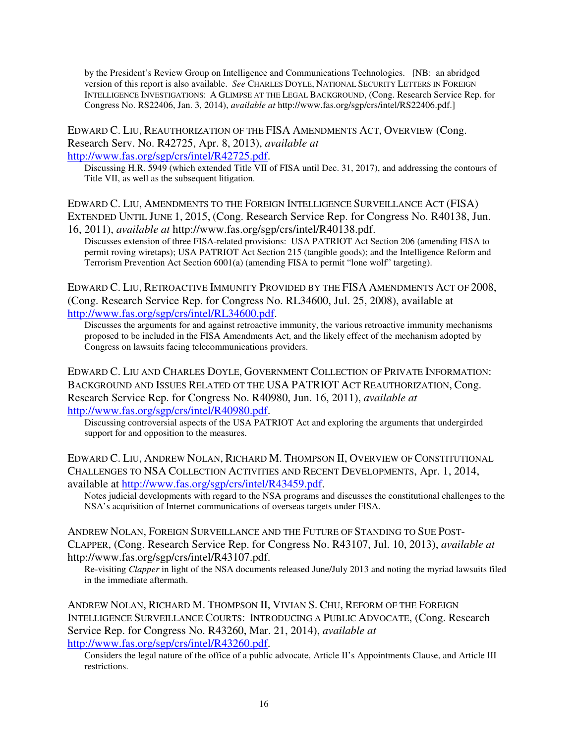by the President's Review Group on Intelligence and Communications Technologies. [NB: an abridged version of this report is also available. *See* CHARLES DOYLE, NATIONAL SECURITY LETTERS IN FOREIGN INTELLIGENCE INVESTIGATIONS: A GLIMPSE AT THE LEGAL BACKGROUND, (Cong. Research Service Rep. for Congress No. RS22406, Jan. 3, 2014), *available at* http://www.fas.org/sgp/crs/intel/RS22406.pdf.]

EDWARD C. LIU, REAUTHORIZATION OF THE FISA AMENDMENTS ACT, OVERVIEW (Cong. Research Serv. No. R42725, Apr. 8, 2013), *available at* http://www.fas.org/sgp/crs/intel/R42725.pdf.

> Discussing H.R. 5949 (which extended Title VII of FISA until Dec. 31, 2017), and addressing the contours of Title VII, as well as the subsequent litigation.

EDWARD C. LIU, AMENDMENTS TO THE FOREIGN INTELLIGENCE SURVEILLANCE ACT (FISA) EXTENDED UNTIL JUNE 1, 2015, (Cong. Research Service Rep. for Congress No. R40138, Jun. 16, 2011), *available at* http://www.fas.org/sgp/crs/intel/R40138.pdf.

> Discusses extension of three FISA-related provisions: USA PATRIOT Act Section 206 (amending FISA to permit roving wiretaps); USA PATRIOT Act Section 215 (tangible goods); and the Intelligence Reform and Terrorism Prevention Act Section 6001(a) (amending FISA to permit "lone wolf" targeting).

EDWARD C. LIU, RETROACTIVE IMMUNITY PROVIDED BY THE FISA AMENDMENTS ACT OF 2008, (Cong. Research Service Rep. for Congress No. RL34600, Jul. 25, 2008), available at http://www.fas.org/sgp/crs/intel/RL34600.pdf.

> Discusses the arguments for and against retroactive immunity, the various retroactive immunity mechanisms proposed to be included in the FISA Amendments Act, and the likely effect of the mechanism adopted by Congress on lawsuits facing telecommunications providers.

EDWARD C. LIU AND CHARLES DOYLE, GOVERNMENT COLLECTION OF PRIVATE INFORMATION: BACKGROUND AND ISSUES RELATED OT THE USA PATRIOT ACT REAUTHORIZATION, Cong. Research Service Rep. for Congress No. R40980, Jun. 16, 2011), *available at* http://www.fas.org/sgp/crs/intel/R40980.pdf.

> Discussing controversial aspects of the USA PATRIOT Act and exploring the arguments that undergirded support for and opposition to the measures.

EDWARD C. LIU, ANDREW NOLAN, RICHARD M. THOMPSON II, OVERVIEW OF CONSTITUTIONAL CHALLENGES TO NSA COLLECTION ACTIVITIES AND RECENT DEVELOPMENTS, Apr. 1, 2014, available at http://www.fas.org/sgp/crs/intel/R43459.pdf.

> Notes judicial developments with regard to the NSA programs and discusses the constitutional challenges to the NSA's acquisition of Internet communications of overseas targets under FISA.

ANDREW NOLAN, FOREIGN SURVEILLANCE AND THE FUTURE OF STANDING TO SUE POST-CLAPPER, (Cong. Research Service Rep. for Congress No. R43107, Jul. 10, 2013), *available at* http://www.fas.org/sgp/crs/intel/R43107.pdf.

> Re-visiting *Clapper* in light of the NSA documents released June/July 2013 and noting the myriad lawsuits filed in the immediate aftermath.

ANDREW NOLAN, RICHARD M. THOMPSON II, VIVIAN S. CHU, REFORM OF THE FOREIGN INTELLIGENCE SURVEILLANCE COURTS: INTRODUCING A PUBLIC ADVOCATE, (Cong. Research Service Rep. for Congress No. R43260, Mar. 21, 2014), *available at* http://www.fas.org/sgp/crs/intel/R43260.pdf.

> Considers the legal nature of the office of a public advocate, Article II's Appointments Clause, and Article III restrictions.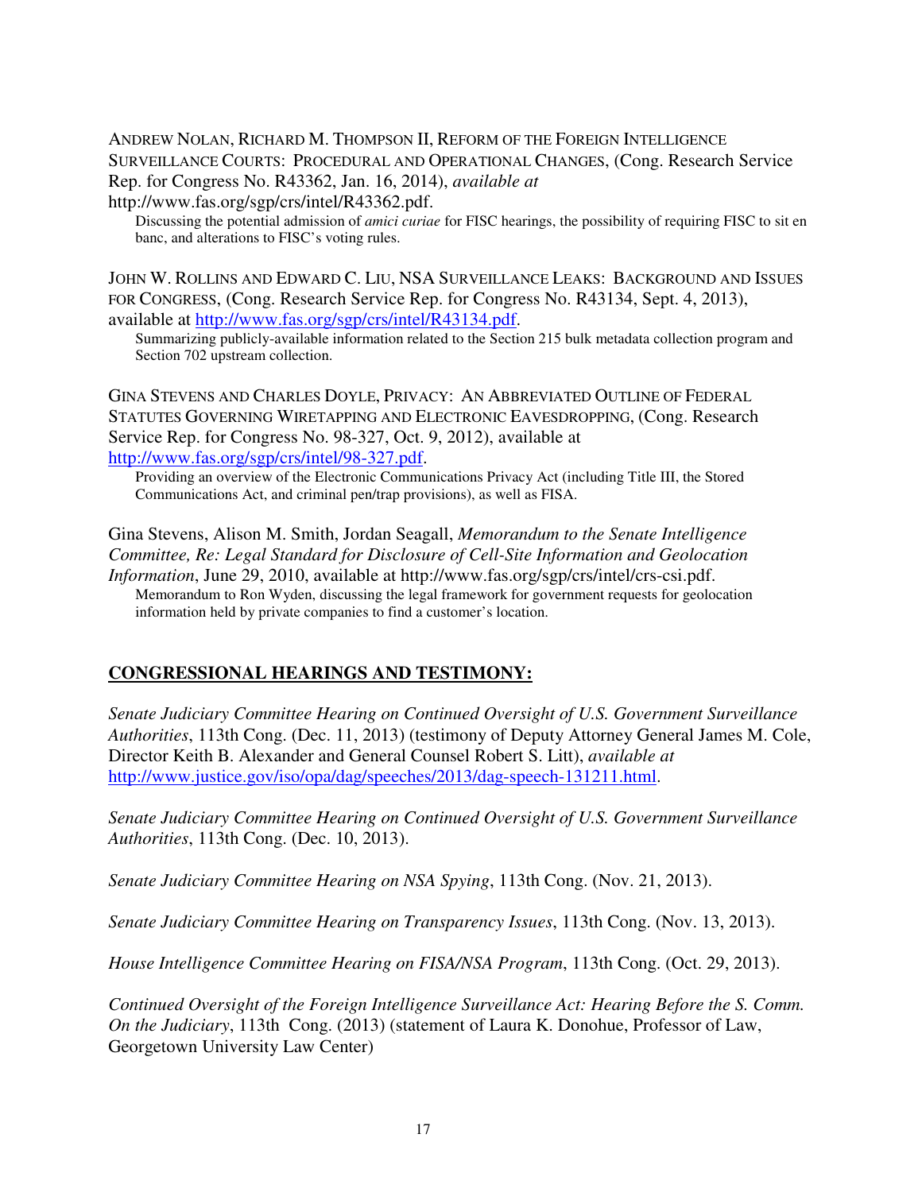ANDREW NOLAN, RICHARD M. THOMPSON II, REFORM OF THE FOREIGN INTELLIGENCE SURVEILLANCE COURTS: PROCEDURAL AND OPERATIONAL CHANGES, (Cong. Research Service Rep. for Congress No. R43362, Jan. 16, 2014), *available at* http://www.fas.org/sgp/crs/intel/R43362.pdf.

Discussing the potential admission of *amici curiae* for FISC hearings, the possibility of requiring FISC to sit en banc, and alterations to FISC's voting rules.

JOHN W. ROLLINS AND EDWARD C. LIU, NSA SURVEILLANCE LEAKS: BACKGROUND AND ISSUES FOR CONGRESS, (Cong. Research Service Rep. for Congress No. R43134, Sept. 4, 2013), available at http://www.fas.org/sgp/crs/intel/R43134.pdf.

Summarizing publicly-available information related to the Section 215 bulk metadata collection program and Section 702 upstream collection.

GINA STEVENS AND CHARLES DOYLE, PRIVACY: AN ABBREVIATED OUTLINE OF FEDERAL STATUTES GOVERNING WIRETAPPING AND ELECTRONIC EAVESDROPPING, (Cong. Research Service Rep. for Congress No. 98-327, Oct. 9, 2012), available at http://www.fas.org/sgp/crs/intel/98-327.pdf.

Providing an overview of the Electronic Communications Privacy Act (including Title III, the Stored Communications Act, and criminal pen/trap provisions), as well as FISA.

Gina Stevens, Alison M. Smith, Jordan Seagall, *Memorandum to the Senate Intelligence Committee, Re: Legal Standard for Disclosure of Cell-Site Information and Geolocation Information*, June 29, 2010, available at http://www.fas.org/sgp/crs/intel/crs-csi.pdf.

Memorandum to Ron Wyden, discussing the legal framework for government requests for geolocation information held by private companies to find a customer's location.

## CONGRESSIONAL HEARINGS AND TESTIMONY:

*Senate Judiciary Committee Hearing on Continued Oversight of U.S. Government Surveillance Authorities*, 113th Cong. (Dec. 11, 2013) (testimony of Deputy Attorney General James M. Cole, Director Keith B. Alexander and General Counsel Robert S. Litt), *available at* http://www.justice.gov/iso/opa/dag/speeches/2013/dag-speech-131211.html.

*Senate Judiciary Committee Hearing on Continued Oversight of U.S. Government Surveillance Authorities*, 113th Cong. (Dec. 10, 2013).

*Senate Judiciary Committee Hearing on NSA Spying*, 113th Cong. (Nov. 21, 2013).

*Senate Judiciary Committee Hearing on Transparency Issues*, 113th Cong. (Nov. 13, 2013).

*House Intelligence Committee Hearing on FISA/NSA Program*, 113th Cong. (Oct. 29, 2013).

*Continued Oversight of the Foreign Intelligence Surveillance Act: Hearing Before the S. Comm. On the Judiciary*, 113th Cong. (2013) (statement of Laura K. Donohue, Professor of Law, Georgetown University Law Center)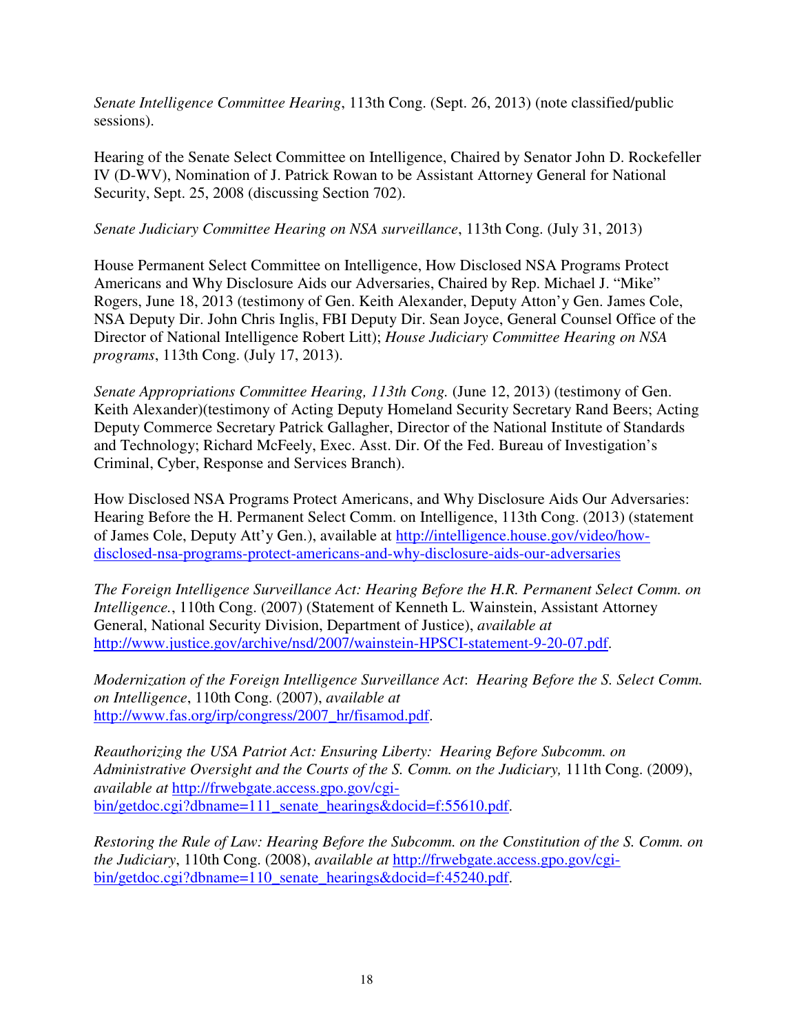*Senate Intelligence Committee Hearing*, 113th Cong. (Sept. 26, 2013) (note classified/public sessions).

Hearing of the Senate Select Committee on Intelligence, Chaired by Senator John D. Rockefeller IV (D-WV), Nomination of J. Patrick Rowan to be Assistant Attorney General for National Security, Sept. 25, 2008 (discussing Section 702).

*Senate Judiciary Committee Hearing on NSA surveillance*, 113th Cong. (July 31, 2013)

House Permanent Select Committee on Intelligence, How Disclosed NSA Programs Protect Americans and Why Disclosure Aids our Adversaries, Chaired by Rep. Michael J. "Mike" Rogers, June 18, 2013 (testimony of Gen. Keith Alexander, Deputy Atton'y Gen. James Cole, NSA Deputy Dir. John Chris Inglis, FBI Deputy Dir. Sean Joyce, General Counsel Office of the Director of National Intelligence Robert Litt); *House Judiciary Committee Hearing on NSA programs*, 113th Cong. (July 17, 2013).

*Senate Appropriations Committee Hearing, 113th Cong.* (June 12, 2013) (testimony of Gen. Keith Alexander)(testimony of Acting Deputy Homeland Security Secretary Rand Beers; Acting Deputy Commerce Secretary Patrick Gallagher, Director of the National Institute of Standards and Technology; Richard McFeely, Exec. Asst. Dir. Of the Fed. Bureau of Investigation's Criminal, Cyber, Response and Services Branch).

How Disclosed NSA Programs Protect Americans, and Why Disclosure Aids Our Adversaries: Hearing Before the H. Permanent Select Comm. on Intelligence, 113th Cong. (2013) (statement of James Cole, Deputy Att'y Gen.), available at http://intelligence.house.gov/video/how-disclosed-nsa-programs-protect-americans-and-why-disclosure-aids-our-adversaries

*The Foreign Intelligence Surveillance Act: Hearing Before the H.R. Permanent Select Comm. on Intelligence.*, 110th Cong. (2007) (Statement of Kenneth L. Wainstein, Assistant Attorney General, National Security Division, Department of Justice), *available at* http://www.justice.gov/archive/nsd/2007/wainstein-HPSCI-statement-9-20-07.pdf.

*Modernization of the Foreign Intelligence Surveillance Act*: *Hearing Before the S. Select Comm. on Intelligence*, 110th Cong. (2007), *available at* http://www.fas.org/irp/congress/2007_hr/fisamod.pdf.

*Reauthorizing the USA Patriot Act: Ensuring Liberty: Hearing Before Subcomm. on Administrative Oversight and the Courts of the S. Comm. on the Judiciary,* 111th Cong. (2009), *available at* http://frwebgate.access.gpo.gov/cgi-bin/getdoc.cgi?dbname=111_senate_hearings&docid=f:55610.pdf.

*Restoring the Rule of Law: Hearing Before the Subcomm. on the Constitution of the S. Comm. on the Judiciary*, 110th Cong. (2008), *available at* http://frwebgate.access.gpo.gov/cgi-bin/getdoc.cgi?dbname=110_senate_hearings&docid=f:45240.pdf.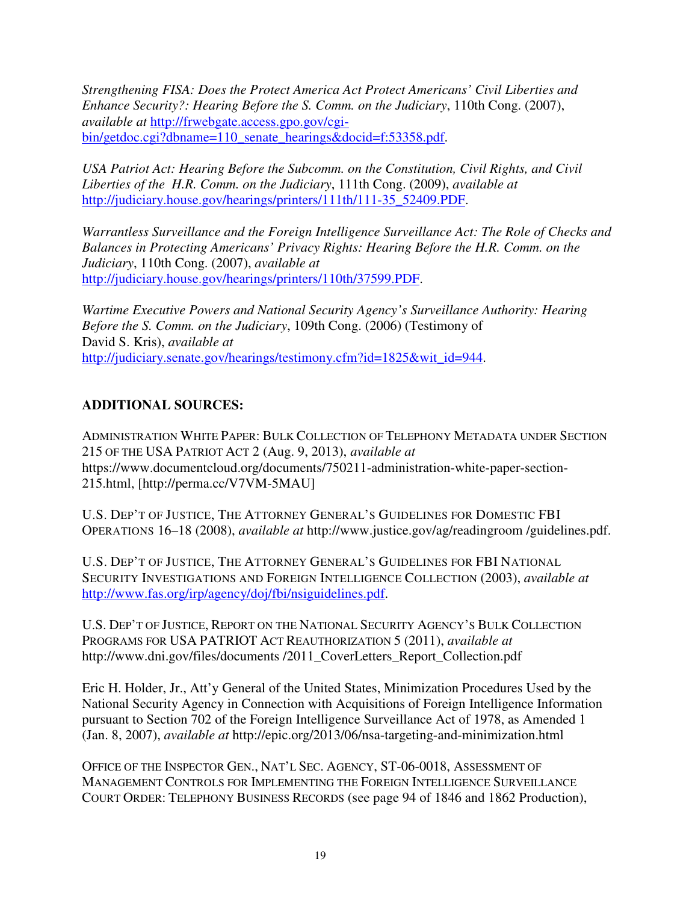*Strengthening FISA: Does the Protect America Act Protect Americans' Civil Liberties and Enhance Security?: Hearing Before the S. Comm. on the Judiciary*, 110th Cong. (2007), *available at* http://frwebgate.access.gpo.gov/cgi-bin/getdoc.cgi?dbname=110_senate_hearings&docid=f:53358.pdf.

*USA Patriot Act: Hearing Before the Subcomm. on the Constitution, Civil Rights, and Civil Liberties of the H.R. Comm. on the Judiciary*, 111th Cong. (2009), *available at* http://judiciary.house.gov/hearings/printers/111th/111-35_52409.PDF.

*Warrantless Surveillance and the Foreign Intelligence Surveillance Act: The Role of Checks and Balances in Protecting Americans' Privacy Rights: Hearing Before the H.R. Comm. on the Judiciary*, 110th Cong. (2007), *available at* http://judiciary.house.gov/hearings/printers/110th/37599.PDF.

*Wartime Executive Powers and National Security Agency's Surveillance Authority: Hearing Before the S. Comm. on the Judiciary*, 109th Cong. (2006) (Testimony of David S. Kris), *available at* http://judiciary.senate.gov/hearings/testimony.cfm?id=1825&wit_id=944.

## ADDITIONAL SOURCES:

ADMINISTRATION WHITE PAPER: BULK COLLECTION OF TELEPHONY METADATA UNDER SECTION 215 OF THE USA PATRIOT ACT 2 (Aug. 9, 2013), *available at* https://www.documentcloud.org/documents/750211-administration-white-paper-section-215.html, [http://perma.cc/V7VM-5MAU]

U.S. DEP'T OF JUSTICE, THE ATTORNEY GENERAL'S GUIDELINES FOR DOMESTIC FBI OPERATIONS 16–18 (2008), *available at* http://www.justice.gov/ag/readingroom /guidelines.pdf.

U.S. DEP'T OF JUSTICE, THE ATTORNEY GENERAL'S GUIDELINES FOR FBI NATIONAL SECURITY INVESTIGATIONS AND FOREIGN INTELLIGENCE COLLECTION (2003), *available at* http://www.fas.org/irp/agency/doj/fbi/nsiguidelines.pdf.

U.S. DEP'T OF JUSTICE, REPORT ON THE NATIONAL SECURITY AGENCY'S BULK COLLECTION PROGRAMS FOR USA PATRIOT ACT REAUTHORIZATION 5 (2011), *available at* http://www.dni.gov/files/documents /2011_CoverLetters_Report_Collection.pdf

Eric H. Holder, Jr., Att'y General of the United States, Minimization Procedures Used by the National Security Agency in Connection with Acquisitions of Foreign Intelligence Information pursuant to Section 702 of the Foreign Intelligence Surveillance Act of 1978, as Amended 1 (Jan. 8, 2007), *available at* http://epic.org/2013/06/nsa-targeting-and-minimization.html

OFFICE OF THE INSPECTOR GEN., NAT'L SEC. AGENCY, ST-06-0018, ASSESSMENT OF MANAGEMENT CONTROLS FOR IMPLEMENTING THE FOREIGN INTELLIGENCE SURVEILLANCE COURT ORDER: TELEPHONY BUSINESS RECORDS (see page 94 of 1846 and 1862 Production),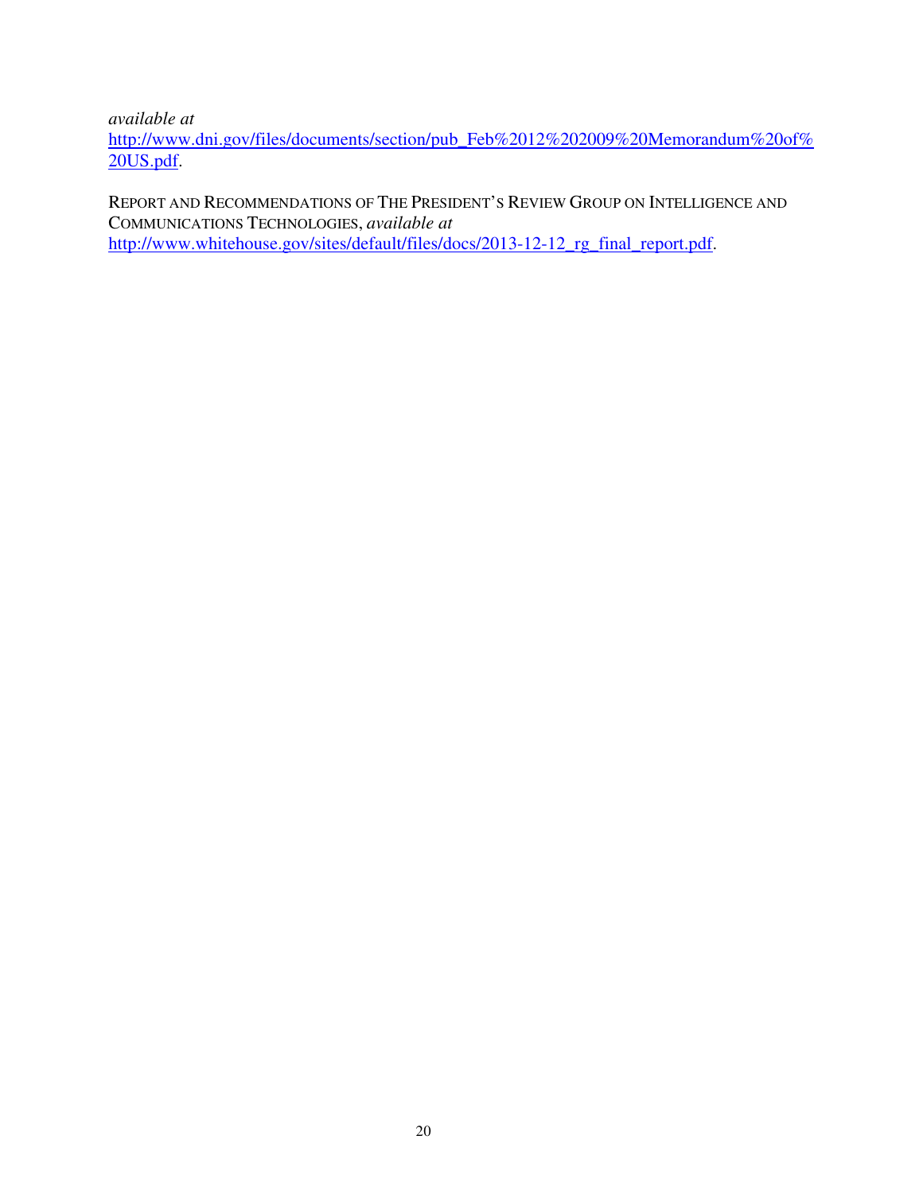*available at* [http://www.dni.gov/files/documents/section/pub_Feb%2012%202009%20Memorandum%20of%20US.pdf](http://www.dni.gov/files/documents/section/pub_Feb%2012%202009%20Memorandum%20of%20US.pdf).

REPORT AND RECOMMENDATIONS OF THE PRESIDENT'S REVIEW GROUP ON INTELLIGENCE AND COMMUNICATIONS TECHNOLOGIES, *available at* [http://www.whitehouse.gov/sites/default/files/docs/2013-12-12_rg_final_report.pdf](http://www.whitehouse.gov/sites/default/files/docs/2013-12-12_rg_final_report.pdf).